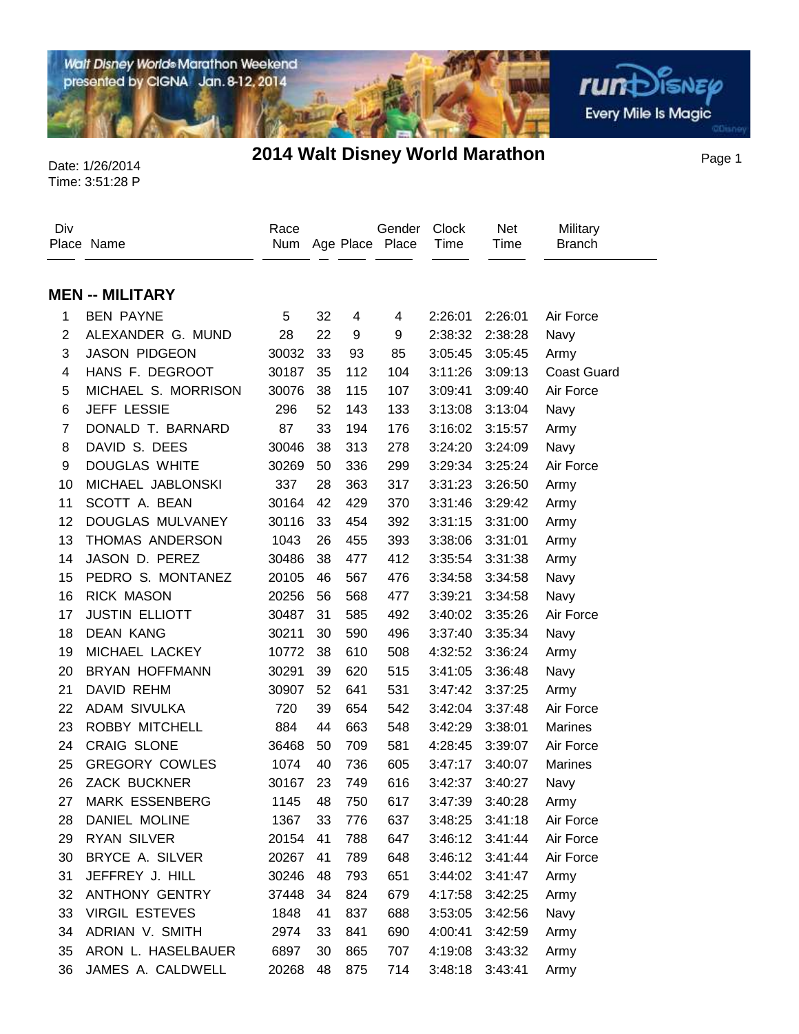# 2014 Walt Disney World Marathon

Date: 1/26/2014
Time: 3:51:28 P

## MEN -- MILITARY

| Div Place | Name | Race Num | Age | Place | Gender Place | Clock Time | Net Time | Military Branch |
|---|---|---|---|---|---|---|---|---|
| 1 | BEN PAYNE | 5 | 32 | 4 | 4 | 2:26:01 | 2:26:01 | Air Force |
| 2 | ALEXANDER G. MUND | 28 | 22 | 9 | 9 | 2:38:32 | 2:38:28 | Navy |
| 3 | JASON PIDGEON | 30032 | 33 | 93 | 85 | 3:05:45 | 3:05:45 | Army |
| 4 | HANS F. DEGROOT | 30187 | 35 | 112 | 104 | 3:11:26 | 3:09:13 | Coast Guard |
| 5 | MICHAEL S. MORRISON | 30076 | 38 | 115 | 107 | 3:09:41 | 3:09:40 | Air Force |
| 6 | JEFF LESSIE | 296 | 52 | 143 | 133 | 3:13:08 | 3:13:04 | Navy |
| 7 | DONALD T. BARNARD | 87 | 33 | 194 | 176 | 3:16:02 | 3:15:57 | Army |
| 8 | DAVID S. DEES | 30046 | 38 | 313 | 278 | 3:24:20 | 3:24:09 | Navy |
| 9 | DOUGLAS WHITE | 30269 | 50 | 336 | 299 | 3:29:34 | 3:25:24 | Air Force |
| 10 | MICHAEL JABLONSKI | 337 | 28 | 363 | 317 | 3:31:23 | 3:26:50 | Army |
| 11 | SCOTT A. BEAN | 30164 | 42 | 429 | 370 | 3:31:46 | 3:29:42 | Army |
| 12 | DOUGLAS MULVANEY | 30116 | 33 | 454 | 392 | 3:31:15 | 3:31:00 | Army |
| 13 | THOMAS ANDERSON | 1043 | 26 | 455 | 393 | 3:38:06 | 3:31:01 | Army |
| 14 | JASON D. PEREZ | 30486 | 38 | 477 | 412 | 3:35:54 | 3:31:38 | Army |
| 15 | PEDRO S. MONTANEZ | 20105 | 46 | 567 | 476 | 3:34:58 | 3:34:58 | Navy |
| 16 | RICK MASON | 20256 | 56 | 568 | 477 | 3:39:21 | 3:34:58 | Navy |
| 17 | JUSTIN ELLIOTT | 30487 | 31 | 585 | 492 | 3:40:02 | 3:35:26 | Air Force |
| 18 | DEAN KANG | 30211 | 30 | 590 | 496 | 3:37:40 | 3:35:34 | Navy |
| 19 | MICHAEL LACKEY | 10772 | 38 | 610 | 508 | 4:32:52 | 3:36:24 | Army |
| 20 | BRYAN HOFFMANN | 30291 | 39 | 620 | 515 | 3:41:05 | 3:36:48 | Navy |
| 21 | DAVID REHM | 30907 | 52 | 641 | 531 | 3:47:42 | 3:37:25 | Army |
| 22 | ADAM SIVULKA | 720 | 39 | 654 | 542 | 3:42:04 | 3:37:48 | Air Force |
| 23 | ROBBY MITCHELL | 884 | 44 | 663 | 548 | 3:42:29 | 3:38:01 | Marines |
| 24 | CRAIG SLONE | 36468 | 50 | 709 | 581 | 4:28:45 | 3:39:07 | Air Force |
| 25 | GREGORY COWLES | 1074 | 40 | 736 | 605 | 3:47:17 | 3:40:07 | Marines |
| 26 | ZACK BUCKNER | 30167 | 23 | 749 | 616 | 3:42:37 | 3:40:27 | Navy |
| 27 | MARK ESSENBERG | 1145 | 48 | 750 | 617 | 3:47:39 | 3:40:28 | Army |
| 28 | DANIEL MOLINE | 1367 | 33 | 776 | 637 | 3:48:25 | 3:41:18 | Air Force |
| 29 | RYAN SILVER | 20154 | 41 | 788 | 647 | 3:46:12 | 3:41:44 | Air Force |
| 30 | BRYCE A. SILVER | 20267 | 41 | 789 | 648 | 3:46:12 | 3:41:44 | Air Force |
| 31 | JEFFREY J. HILL | 30246 | 48 | 793 | 651 | 3:44:02 | 3:41:47 | Army |
| 32 | ANTHONY GENTRY | 37448 | 34 | 824 | 679 | 4:17:58 | 3:42:25 | Army |
| 33 | VIRGIL ESTEVES | 1848 | 41 | 837 | 688 | 3:53:05 | 3:42:56 | Navy |
| 34 | ADRIAN V. SMITH | 2974 | 33 | 841 | 690 | 4:00:41 | 3:42:59 | Army |
| 35 | ARON L. HASELBAUER | 6897 | 30 | 865 | 707 | 4:19:08 | 3:43:32 | Army |
| 36 | JAMES A. CALDWELL | 20268 | 48 | 875 | 714 | 3:48:18 | 3:43:41 | Army |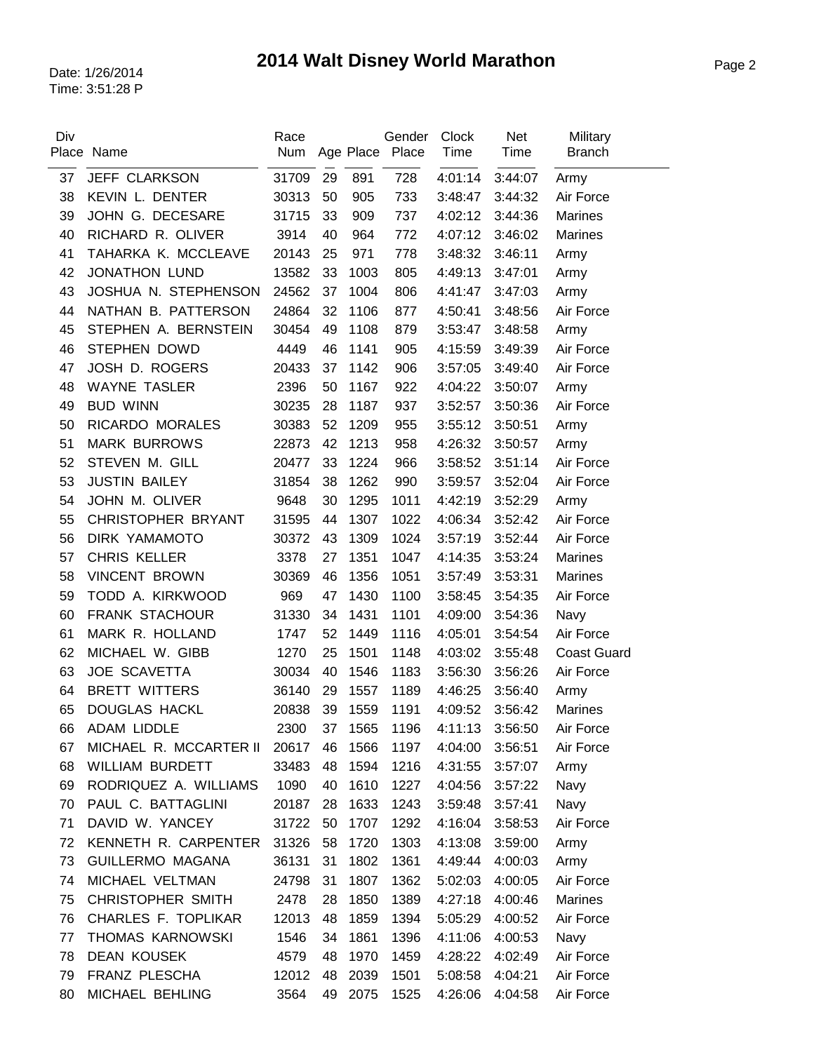# 2014 Walt Disney World Marathon

Date: 1/26/2014
Time: 3:51:28 P

| Div Place | Name | Race Num | Age | Place | Gender Place | Clock Time | Net Time | Military Branch |
|---|---|---|---|---|---|---|---|---|
| 37 | JEFF CLARKSON | 31709 | 29 | 891 | 728 | 4:01:14 | 3:44:07 | Army |
| 38 | KEVIN L. DENTER | 30313 | 50 | 905 | 733 | 3:48:47 | 3:44:32 | Air Force |
| 39 | JOHN G. DECESARE | 31715 | 33 | 909 | 737 | 4:02:12 | 3:44:36 | Marines |
| 40 | RICHARD R. OLIVER | 3914 | 40 | 964 | 772 | 4:07:12 | 3:46:02 | Marines |
| 41 | TAHARKA K. MCCLEAVE | 20143 | 25 | 971 | 778 | 3:48:32 | 3:46:11 | Army |
| 42 | JONATHON LUND | 13582 | 33 | 1003 | 805 | 4:49:13 | 3:47:01 | Army |
| 43 | JOSHUA N. STEPHENSON | 24562 | 37 | 1004 | 806 | 4:41:47 | 3:47:03 | Army |
| 44 | NATHAN B. PATTERSON | 24864 | 32 | 1106 | 877 | 4:50:41 | 3:48:56 | Air Force |
| 45 | STEPHEN A. BERNSTEIN | 30454 | 49 | 1108 | 879 | 3:53:47 | 3:48:58 | Army |
| 46 | STEPHEN DOWD | 4449 | 46 | 1141 | 905 | 4:15:59 | 3:49:39 | Air Force |
| 47 | JOSH D. ROGERS | 20433 | 37 | 1142 | 906 | 3:57:05 | 3:49:40 | Air Force |
| 48 | WAYNE TASLER | 2396 | 50 | 1167 | 922 | 4:04:22 | 3:50:07 | Army |
| 49 | BUD WINN | 30235 | 28 | 1187 | 937 | 3:52:57 | 3:50:36 | Air Force |
| 50 | RICARDO MORALES | 30383 | 52 | 1209 | 955 | 3:55:12 | 3:50:51 | Army |
| 51 | MARK BURROWS | 22873 | 42 | 1213 | 958 | 4:26:32 | 3:50:57 | Army |
| 52 | STEVEN M. GILL | 20477 | 33 | 1224 | 966 | 3:58:52 | 3:51:14 | Air Force |
| 53 | JUSTIN BAILEY | 31854 | 38 | 1262 | 990 | 3:59:57 | 3:52:04 | Air Force |
| 54 | JOHN M. OLIVER | 9648 | 30 | 1295 | 1011 | 4:42:19 | 3:52:29 | Army |
| 55 | CHRISTOPHER BRYANT | 31595 | 44 | 1307 | 1022 | 4:06:34 | 3:52:42 | Air Force |
| 56 | DIRK YAMAMOTO | 30372 | 43 | 1309 | 1024 | 3:57:19 | 3:52:44 | Air Force |
| 57 | CHRIS KELLER | 3378 | 27 | 1351 | 1047 | 4:14:35 | 3:53:24 | Marines |
| 58 | VINCENT BROWN | 30369 | 46 | 1356 | 1051 | 3:57:49 | 3:53:31 | Marines |
| 59 | TODD A. KIRKWOOD | 969 | 47 | 1430 | 1100 | 3:58:45 | 3:54:35 | Air Force |
| 60 | FRANK STACHOUR | 31330 | 34 | 1431 | 1101 | 4:09:00 | 3:54:36 | Navy |
| 61 | MARK R. HOLLAND | 1747 | 52 | 1449 | 1116 | 4:05:01 | 3:54:54 | Air Force |
| 62 | MICHAEL W. GIBB | 1270 | 25 | 1501 | 1148 | 4:03:02 | 3:55:48 | Coast Guard |
| 63 | JOE SCAVETTA | 30034 | 40 | 1546 | 1183 | 3:56:30 | 3:56:26 | Air Force |
| 64 | BRETT WITTERS | 36140 | 29 | 1557 | 1189 | 4:46:25 | 3:56:40 | Army |
| 65 | DOUGLAS HACKL | 20838 | 39 | 1559 | 1191 | 4:09:52 | 3:56:42 | Marines |
| 66 | ADAM LIDDLE | 2300 | 37 | 1565 | 1196 | 4:11:13 | 3:56:50 | Air Force |
| 67 | MICHAEL R. MCCARTER II | 20617 | 46 | 1566 | 1197 | 4:04:00 | 3:56:51 | Air Force |
| 68 | WILLIAM BURDETT | 33483 | 48 | 1594 | 1216 | 4:31:55 | 3:57:07 | Army |
| 69 | RODRIQUEZ A. WILLIAMS | 1090 | 40 | 1610 | 1227 | 4:04:56 | 3:57:22 | Navy |
| 70 | PAUL C. BATTAGLINI | 20187 | 28 | 1633 | 1243 | 3:59:48 | 3:57:41 | Navy |
| 71 | DAVID W. YANCEY | 31722 | 50 | 1707 | 1292 | 4:16:04 | 3:58:53 | Air Force |
| 72 | KENNETH R. CARPENTER | 31326 | 58 | 1720 | 1303 | 4:13:08 | 3:59:00 | Army |
| 73 | GUILLERMO MAGANA | 36131 | 31 | 1802 | 1361 | 4:49:44 | 4:00:03 | Army |
| 74 | MICHAEL VELTMAN | 24798 | 31 | 1807 | 1362 | 5:02:03 | 4:00:05 | Air Force |
| 75 | CHRISTOPHER SMITH | 2478 | 28 | 1850 | 1389 | 4:27:18 | 4:00:46 | Marines |
| 76 | CHARLES F. TOPLIKAR | 12013 | 48 | 1859 | 1394 | 5:05:29 | 4:00:52 | Air Force |
| 77 | THOMAS KARNOWSKI | 1546 | 34 | 1861 | 1396 | 4:11:06 | 4:00:53 | Navy |
| 78 | DEAN KOUSEK | 4579 | 48 | 1970 | 1459 | 4:28:22 | 4:02:49 | Air Force |
| 79 | FRANZ PLESCHA | 12012 | 48 | 2039 | 1501 | 5:08:58 | 4:04:21 | Air Force |
| 80 | MICHAEL BEHLING | 3564 | 49 | 2075 | 1525 | 4:26:06 | 4:04:58 | Air Force |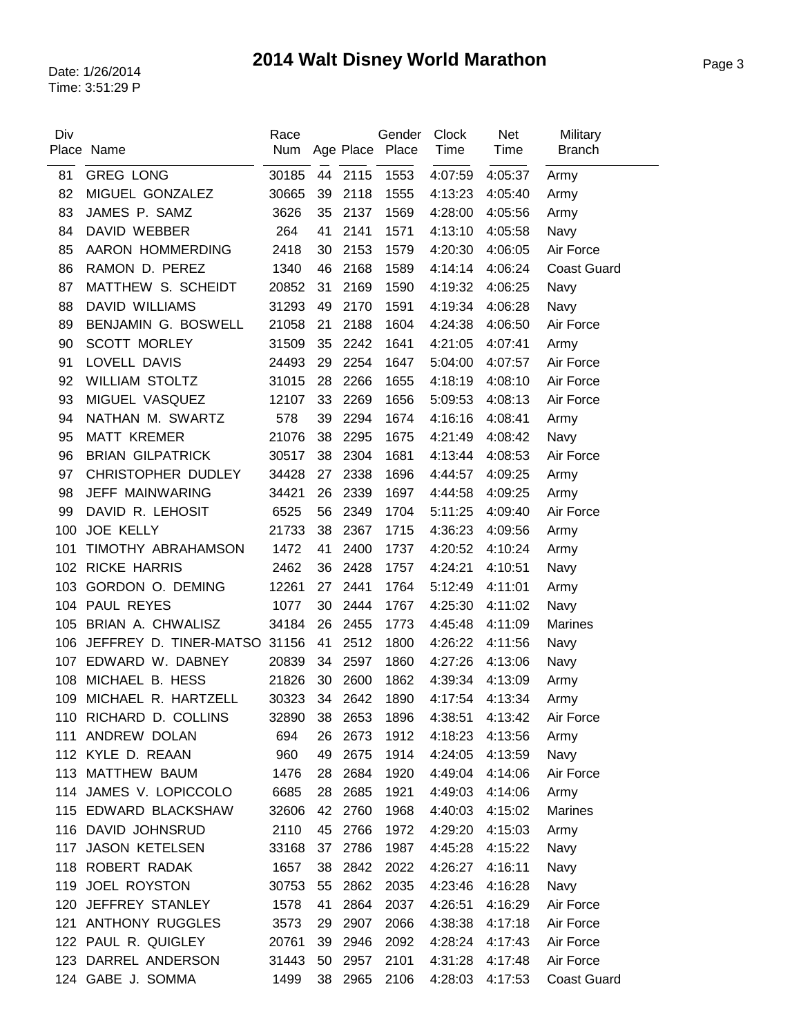# 2014 Walt Disney World Marathon

Date: 1/26/2014
Time: 3:51:29 P

| Div Place | Name | Race Num | Age | Place | Gender Place | Clock Time | Net Time | Military Branch |
|---|---|---|---|---|---|---|---|---|
| 81 | GREG LONG | 30185 | 44 | 2115 | 1553 | 4:07:59 | 4:05:37 | Army |
| 82 | MIGUEL GONZALEZ | 30665 | 39 | 2118 | 1555 | 4:13:23 | 4:05:40 | Army |
| 83 | JAMES P. SAMZ | 3626 | 35 | 2137 | 1569 | 4:28:00 | 4:05:56 | Army |
| 84 | DAVID WEBBER | 264 | 41 | 2141 | 1571 | 4:13:10 | 4:05:58 | Navy |
| 85 | AARON HOMMERDING | 2418 | 30 | 2153 | 1579 | 4:20:30 | 4:06:05 | Air Force |
| 86 | RAMON D. PEREZ | 1340 | 46 | 2168 | 1589 | 4:14:14 | 4:06:24 | Coast Guard |
| 87 | MATTHEW S. SCHEIDT | 20852 | 31 | 2169 | 1590 | 4:19:32 | 4:06:25 | Navy |
| 88 | DAVID WILLIAMS | 31293 | 49 | 2170 | 1591 | 4:19:34 | 4:06:28 | Navy |
| 89 | BENJAMIN G. BOSWELL | 21058 | 21 | 2188 | 1604 | 4:24:38 | 4:06:50 | Air Force |
| 90 | SCOTT MORLEY | 31509 | 35 | 2242 | 1641 | 4:21:05 | 4:07:41 | Army |
| 91 | LOVELL DAVIS | 24493 | 29 | 2254 | 1647 | 5:04:00 | 4:07:57 | Air Force |
| 92 | WILLIAM STOLTZ | 31015 | 28 | 2266 | 1655 | 4:18:19 | 4:08:10 | Air Force |
| 93 | MIGUEL VASQUEZ | 12107 | 33 | 2269 | 1656 | 5:09:53 | 4:08:13 | Air Force |
| 94 | NATHAN M. SWARTZ | 578 | 39 | 2294 | 1674 | 4:16:16 | 4:08:41 | Army |
| 95 | MATT KREMER | 21076 | 38 | 2295 | 1675 | 4:21:49 | 4:08:42 | Navy |
| 96 | BRIAN GILPATRICK | 30517 | 38 | 2304 | 1681 | 4:13:44 | 4:08:53 | Air Force |
| 97 | CHRISTOPHER DUDLEY | 34428 | 27 | 2338 | 1696 | 4:44:57 | 4:09:25 | Army |
| 98 | JEFF MAINWARING | 34421 | 26 | 2339 | 1697 | 4:44:58 | 4:09:25 | Army |
| 99 | DAVID R. LEHOSIT | 6525 | 56 | 2349 | 1704 | 5:11:25 | 4:09:40 | Air Force |
| 100 | JOE KELLY | 21733 | 38 | 2367 | 1715 | 4:36:23 | 4:09:56 | Army |
| 101 | TIMOTHY ABRAHAMSON | 1472 | 41 | 2400 | 1737 | 4:20:52 | 4:10:24 | Army |
| 102 | RICKE HARRIS | 2462 | 36 | 2428 | 1757 | 4:24:21 | 4:10:51 | Navy |
| 103 | GORDON O. DEMING | 12261 | 27 | 2441 | 1764 | 5:12:49 | 4:11:01 | Army |
| 104 | PAUL REYES | 1077 | 30 | 2444 | 1767 | 4:25:30 | 4:11:02 | Navy |
| 105 | BRIAN A. CHWALISZ | 34184 | 26 | 2455 | 1773 | 4:45:48 | 4:11:09 | Marines |
| 106 | JEFFREY D. TINER-MATSO | 31156 | 41 | 2512 | 1800 | 4:26:22 | 4:11:56 | Navy |
| 107 | EDWARD W. DABNEY | 20839 | 34 | 2597 | 1860 | 4:27:26 | 4:13:06 | Navy |
| 108 | MICHAEL B. HESS | 21826 | 30 | 2600 | 1862 | 4:39:34 | 4:13:09 | Army |
| 109 | MICHAEL R. HARTZELL | 30323 | 34 | 2642 | 1890 | 4:17:54 | 4:13:34 | Army |
| 110 | RICHARD D. COLLINS | 32890 | 38 | 2653 | 1896 | 4:38:51 | 4:13:42 | Air Force |
| 111 | ANDREW DOLAN | 694 | 26 | 2673 | 1912 | 4:18:23 | 4:13:56 | Army |
| 112 | KYLE D. REAAN | 960 | 49 | 2675 | 1914 | 4:24:05 | 4:13:59 | Navy |
| 113 | MATTHEW BAUM | 1476 | 28 | 2684 | 1920 | 4:49:04 | 4:14:06 | Air Force |
| 114 | JAMES V. LOPICCOLO | 6685 | 28 | 2685 | 1921 | 4:49:03 | 4:14:06 | Army |
| 115 | EDWARD BLACKSHAW | 32606 | 42 | 2760 | 1968 | 4:40:03 | 4:15:02 | Marines |
| 116 | DAVID JOHNSRUD | 2110 | 45 | 2766 | 1972 | 4:29:20 | 4:15:03 | Army |
| 117 | JASON KETELSEN | 33168 | 37 | 2786 | 1987 | 4:45:28 | 4:15:22 | Navy |
| 118 | ROBERT RADAK | 1657 | 38 | 2842 | 2022 | 4:26:27 | 4:16:11 | Navy |
| 119 | JOEL ROYSTON | 30753 | 55 | 2862 | 2035 | 4:23:46 | 4:16:28 | Navy |
| 120 | JEFFREY STANLEY | 1578 | 41 | 2864 | 2037 | 4:26:51 | 4:16:29 | Air Force |
| 121 | ANTHONY RUGGLES | 3573 | 29 | 2907 | 2066 | 4:38:38 | 4:17:18 | Air Force |
| 122 | PAUL R. QUIGLEY | 20761 | 39 | 2946 | 2092 | 4:28:24 | 4:17:43 | Air Force |
| 123 | DARREL ANDERSON | 31443 | 50 | 2957 | 2101 | 4:31:28 | 4:17:48 | Air Force |
| 124 | GABE J. SOMMA | 1499 | 38 | 2965 | 2106 | 4:28:03 | 4:17:53 | Coast Guard |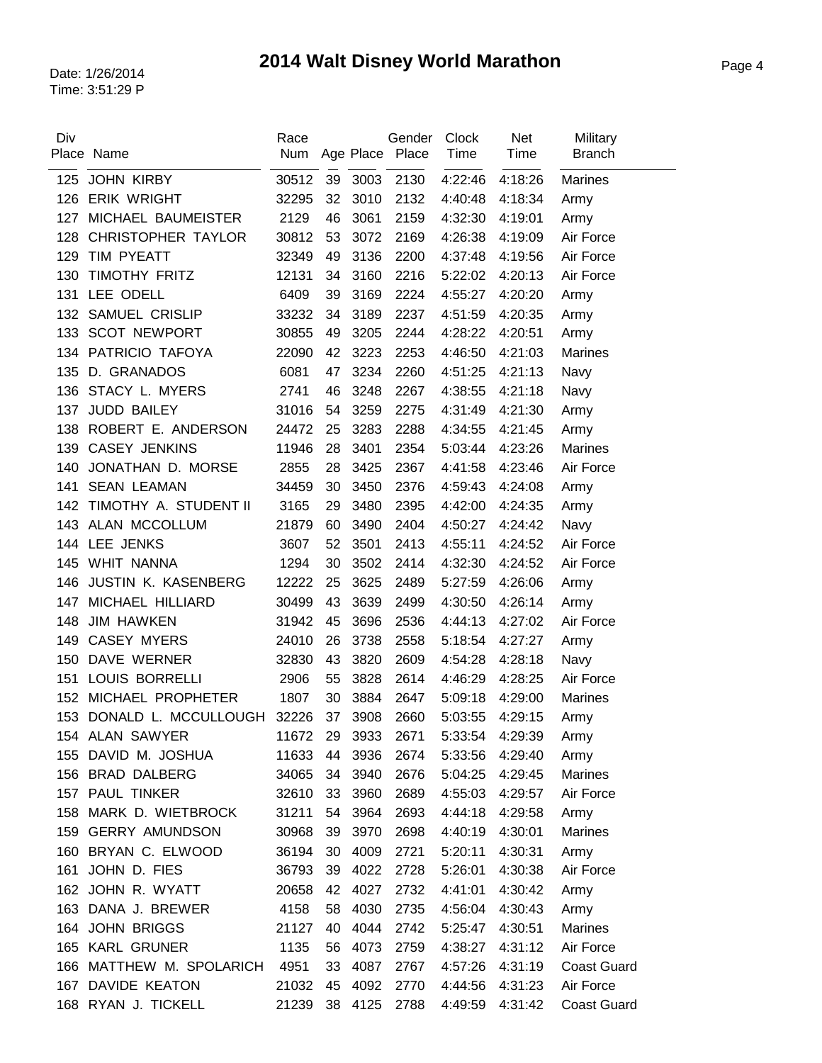# 2014 Walt Disney World Marathon

Date: 1/26/2014
Time: 3:51:29 P

| Div Place | Name | Race Num | Age | Place | Gender Place | Clock Time | Net Time | Military Branch |
|---|---|---|---|---|---|---|---|---|
| 125 | JOHN KIRBY | 30512 | 39 | 3003 | 2130 | 4:22:46 | 4:18:26 | Marines |
| 126 | ERIK WRIGHT | 32295 | 32 | 3010 | 2132 | 4:40:48 | 4:18:34 | Army |
| 127 | MICHAEL BAUMEISTER | 2129 | 46 | 3061 | 2159 | 4:32:30 | 4:19:01 | Army |
| 128 | CHRISTOPHER TAYLOR | 30812 | 53 | 3072 | 2169 | 4:26:38 | 4:19:09 | Air Force |
| 129 | TIM PYEATT | 32349 | 49 | 3136 | 2200 | 4:37:48 | 4:19:56 | Air Force |
| 130 | TIMOTHY FRITZ | 12131 | 34 | 3160 | 2216 | 5:22:02 | 4:20:13 | Air Force |
| 131 | LEE ODELL | 6409 | 39 | 3169 | 2224 | 4:55:27 | 4:20:20 | Army |
| 132 | SAMUEL CRISLIP | 33232 | 34 | 3189 | 2237 | 4:51:59 | 4:20:35 | Army |
| 133 | SCOT NEWPORT | 30855 | 49 | 3205 | 2244 | 4:28:22 | 4:20:51 | Army |
| 134 | PATRICIO TAFOYA | 22090 | 42 | 3223 | 2253 | 4:46:50 | 4:21:03 | Marines |
| 135 | D. GRANADOS | 6081 | 47 | 3234 | 2260 | 4:51:25 | 4:21:13 | Navy |
| 136 | STACY L. MYERS | 2741 | 46 | 3248 | 2267 | 4:38:55 | 4:21:18 | Navy |
| 137 | JUDD BAILEY | 31016 | 54 | 3259 | 2275 | 4:31:49 | 4:21:30 | Army |
| 138 | ROBERT E. ANDERSON | 24472 | 25 | 3283 | 2288 | 4:34:55 | 4:21:45 | Army |
| 139 | CASEY JENKINS | 11946 | 28 | 3401 | 2354 | 5:03:44 | 4:23:26 | Marines |
| 140 | JONATHAN D. MORSE | 2855 | 28 | 3425 | 2367 | 4:41:58 | 4:23:46 | Air Force |
| 141 | SEAN LEAMAN | 34459 | 30 | 3450 | 2376 | 4:59:43 | 4:24:08 | Army |
| 142 | TIMOTHY A. STUDENT II | 3165 | 29 | 3480 | 2395 | 4:42:00 | 4:24:35 | Army |
| 143 | ALAN MCCOLLUM | 21879 | 60 | 3490 | 2404 | 4:50:27 | 4:24:42 | Navy |
| 144 | LEE JENKS | 3607 | 52 | 3501 | 2413 | 4:55:11 | 4:24:52 | Air Force |
| 145 | WHIT NANNA | 1294 | 30 | 3502 | 2414 | 4:32:30 | 4:24:52 | Air Force |
| 146 | JUSTIN K. KASENBERG | 12222 | 25 | 3625 | 2489 | 5:27:59 | 4:26:06 | Army |
| 147 | MICHAEL HILLIARD | 30499 | 43 | 3639 | 2499 | 4:30:50 | 4:26:14 | Army |
| 148 | JIM HAWKEN | 31942 | 45 | 3696 | 2536 | 4:44:13 | 4:27:02 | Air Force |
| 149 | CASEY MYERS | 24010 | 26 | 3738 | 2558 | 5:18:54 | 4:27:27 | Army |
| 150 | DAVE WERNER | 32830 | 43 | 3820 | 2609 | 4:54:28 | 4:28:18 | Navy |
| 151 | LOUIS BORRELLI | 2906 | 55 | 3828 | 2614 | 4:46:29 | 4:28:25 | Air Force |
| 152 | MICHAEL PROPHETER | 1807 | 30 | 3884 | 2647 | 5:09:18 | 4:29:00 | Marines |
| 153 | DONALD L. MCCULLOUGH | 32226 | 37 | 3908 | 2660 | 5:03:55 | 4:29:15 | Army |
| 154 | ALAN SAWYER | 11672 | 29 | 3933 | 2671 | 5:33:54 | 4:29:39 | Army |
| 155 | DAVID M. JOSHUA | 11633 | 44 | 3936 | 2674 | 5:33:56 | 4:29:40 | Army |
| 156 | BRAD DALBERG | 34065 | 34 | 3940 | 2676 | 5:04:25 | 4:29:45 | Marines |
| 157 | PAUL TINKER | 32610 | 33 | 3960 | 2689 | 4:55:03 | 4:29:57 | Air Force |
| 158 | MARK D. WIETBROCK | 31211 | 54 | 3964 | 2693 | 4:44:18 | 4:29:58 | Army |
| 159 | GERRY AMUNDSON | 30968 | 39 | 3970 | 2698 | 4:40:19 | 4:30:01 | Marines |
| 160 | BRYAN C. ELWOOD | 36194 | 30 | 4009 | 2721 | 5:20:11 | 4:30:31 | Army |
| 161 | JOHN D. FIES | 36793 | 39 | 4022 | 2728 | 5:26:01 | 4:30:38 | Air Force |
| 162 | JOHN R. WYATT | 20658 | 42 | 4027 | 2732 | 4:41:01 | 4:30:42 | Army |
| 163 | DANA J. BREWER | 4158 | 58 | 4030 | 2735 | 4:56:04 | 4:30:43 | Army |
| 164 | JOHN BRIGGS | 21127 | 40 | 4044 | 2742 | 5:25:47 | 4:30:51 | Marines |
| 165 | KARL GRUNER | 1135 | 56 | 4073 | 2759 | 4:38:27 | 4:31:12 | Air Force |
| 166 | MATTHEW M. SPOLARICH | 4951 | 33 | 4087 | 2767 | 4:57:26 | 4:31:19 | Coast Guard |
| 167 | DAVIDE KEATON | 21032 | 45 | 4092 | 2770 | 4:44:56 | 4:31:23 | Air Force |
| 168 | RYAN J. TICKELL | 21239 | 38 | 4125 | 2788 | 4:49:59 | 4:31:42 | Coast Guard |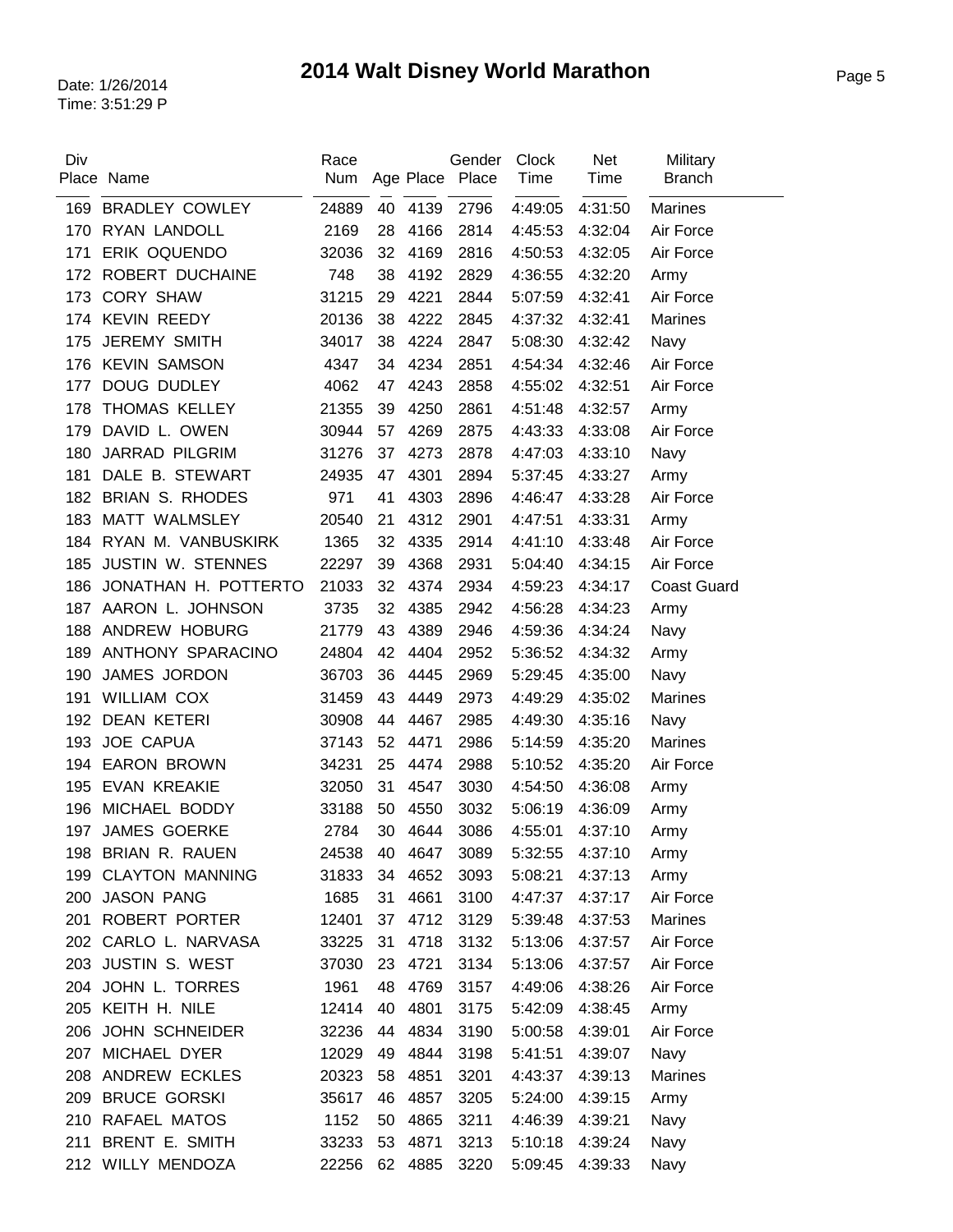# 2014 Walt Disney World Marathon

Date: 1/26/2014
Time: 3:51:29 P

| Div Place | Name | Race Num | Age | Place | Gender Place | Clock Time | Net Time | Military Branch |
|---|---|---|---|---|---|---|---|---|
| 169 | BRADLEY COWLEY | 24889 | 40 | 4139 | 2796 | 4:49:05 | 4:31:50 | Marines |
| 170 | RYAN LANDOLL | 2169 | 28 | 4166 | 2814 | 4:45:53 | 4:32:04 | Air Force |
| 171 | ERIK OQUENDO | 32036 | 32 | 4169 | 2816 | 4:50:53 | 4:32:05 | Air Force |
| 172 | ROBERT DUCHAINE | 748 | 38 | 4192 | 2829 | 4:36:55 | 4:32:20 | Army |
| 173 | CORY SHAW | 31215 | 29 | 4221 | 2844 | 5:07:59 | 4:32:41 | Air Force |
| 174 | KEVIN REEDY | 20136 | 38 | 4222 | 2845 | 4:37:32 | 4:32:41 | Marines |
| 175 | JEREMY SMITH | 34017 | 38 | 4224 | 2847 | 5:08:30 | 4:32:42 | Navy |
| 176 | KEVIN SAMSON | 4347 | 34 | 4234 | 2851 | 4:54:34 | 4:32:46 | Air Force |
| 177 | DOUG DUDLEY | 4062 | 47 | 4243 | 2858 | 4:55:02 | 4:32:51 | Air Force |
| 178 | THOMAS KELLEY | 21355 | 39 | 4250 | 2861 | 4:51:48 | 4:32:57 | Army |
| 179 | DAVID L. OWEN | 30944 | 57 | 4269 | 2875 | 4:43:33 | 4:33:08 | Air Force |
| 180 | JARRAD PILGRIM | 31276 | 37 | 4273 | 2878 | 4:47:03 | 4:33:10 | Navy |
| 181 | DALE B. STEWART | 24935 | 47 | 4301 | 2894 | 5:37:45 | 4:33:27 | Army |
| 182 | BRIAN S. RHODES | 971 | 41 | 4303 | 2896 | 4:46:47 | 4:33:28 | Air Force |
| 183 | MATT WALMSLEY | 20540 | 21 | 4312 | 2901 | 4:47:51 | 4:33:31 | Army |
| 184 | RYAN M. VANBUSKIRK | 1365 | 32 | 4335 | 2914 | 4:41:10 | 4:33:48 | Air Force |
| 185 | JUSTIN W. STENNES | 22297 | 39 | 4368 | 2931 | 5:04:40 | 4:34:15 | Air Force |
| 186 | JONATHAN H. POTTERTO | 21033 | 32 | 4374 | 2934 | 4:59:23 | 4:34:17 | Coast Guard |
| 187 | AARON L. JOHNSON | 3735 | 32 | 4385 | 2942 | 4:56:28 | 4:34:23 | Army |
| 188 | ANDREW HOBURG | 21779 | 43 | 4389 | 2946 | 4:59:36 | 4:34:24 | Navy |
| 189 | ANTHONY SPARACINO | 24804 | 42 | 4404 | 2952 | 5:36:52 | 4:34:32 | Army |
| 190 | JAMES JORDON | 36703 | 36 | 4445 | 2969 | 5:29:45 | 4:35:00 | Navy |
| 191 | WILLIAM COX | 31459 | 43 | 4449 | 2973 | 4:49:29 | 4:35:02 | Marines |
| 192 | DEAN KETERI | 30908 | 44 | 4467 | 2985 | 4:49:30 | 4:35:16 | Navy |
| 193 | JOE CAPUA | 37143 | 52 | 4471 | 2986 | 5:14:59 | 4:35:20 | Marines |
| 194 | EARON BROWN | 34231 | 25 | 4474 | 2988 | 5:10:52 | 4:35:20 | Air Force |
| 195 | EVAN KREAKIE | 32050 | 31 | 4547 | 3030 | 4:54:50 | 4:36:08 | Army |
| 196 | MICHAEL BODDY | 33188 | 50 | 4550 | 3032 | 5:06:19 | 4:36:09 | Army |
| 197 | JAMES GOERKE | 2784 | 30 | 4644 | 3086 | 4:55:01 | 4:37:10 | Army |
| 198 | BRIAN R. RAUEN | 24538 | 40 | 4647 | 3089 | 5:32:55 | 4:37:10 | Army |
| 199 | CLAYTON MANNING | 31833 | 34 | 4652 | 3093 | 5:08:21 | 4:37:13 | Army |
| 200 | JASON PANG | 1685 | 31 | 4661 | 3100 | 4:47:37 | 4:37:17 | Air Force |
| 201 | ROBERT PORTER | 12401 | 37 | 4712 | 3129 | 5:39:48 | 4:37:53 | Marines |
| 202 | CARLO L. NARVASA | 33225 | 31 | 4718 | 3132 | 5:13:06 | 4:37:57 | Air Force |
| 203 | JUSTIN S. WEST | 37030 | 23 | 4721 | 3134 | 5:13:06 | 4:37:57 | Air Force |
| 204 | JOHN L. TORRES | 1961 | 48 | 4769 | 3157 | 4:49:06 | 4:38:26 | Air Force |
| 205 | KEITH H. NILE | 12414 | 40 | 4801 | 3175 | 5:42:09 | 4:38:45 | Army |
| 206 | JOHN SCHNEIDER | 32236 | 44 | 4834 | 3190 | 5:00:58 | 4:39:01 | Air Force |
| 207 | MICHAEL DYER | 12029 | 49 | 4844 | 3198 | 5:41:51 | 4:39:07 | Navy |
| 208 | ANDREW ECKLES | 20323 | 58 | 4851 | 3201 | 4:43:37 | 4:39:13 | Marines |
| 209 | BRUCE GORSKI | 35617 | 46 | 4857 | 3205 | 5:24:00 | 4:39:15 | Army |
| 210 | RAFAEL MATOS | 1152 | 50 | 4865 | 3211 | 4:46:39 | 4:39:21 | Navy |
| 211 | BRENT E. SMITH | 33233 | 53 | 4871 | 3213 | 5:10:18 | 4:39:24 | Navy |
| 212 | WILLY MENDOZA | 22256 | 62 | 4885 | 3220 | 5:09:45 | 4:39:33 | Navy |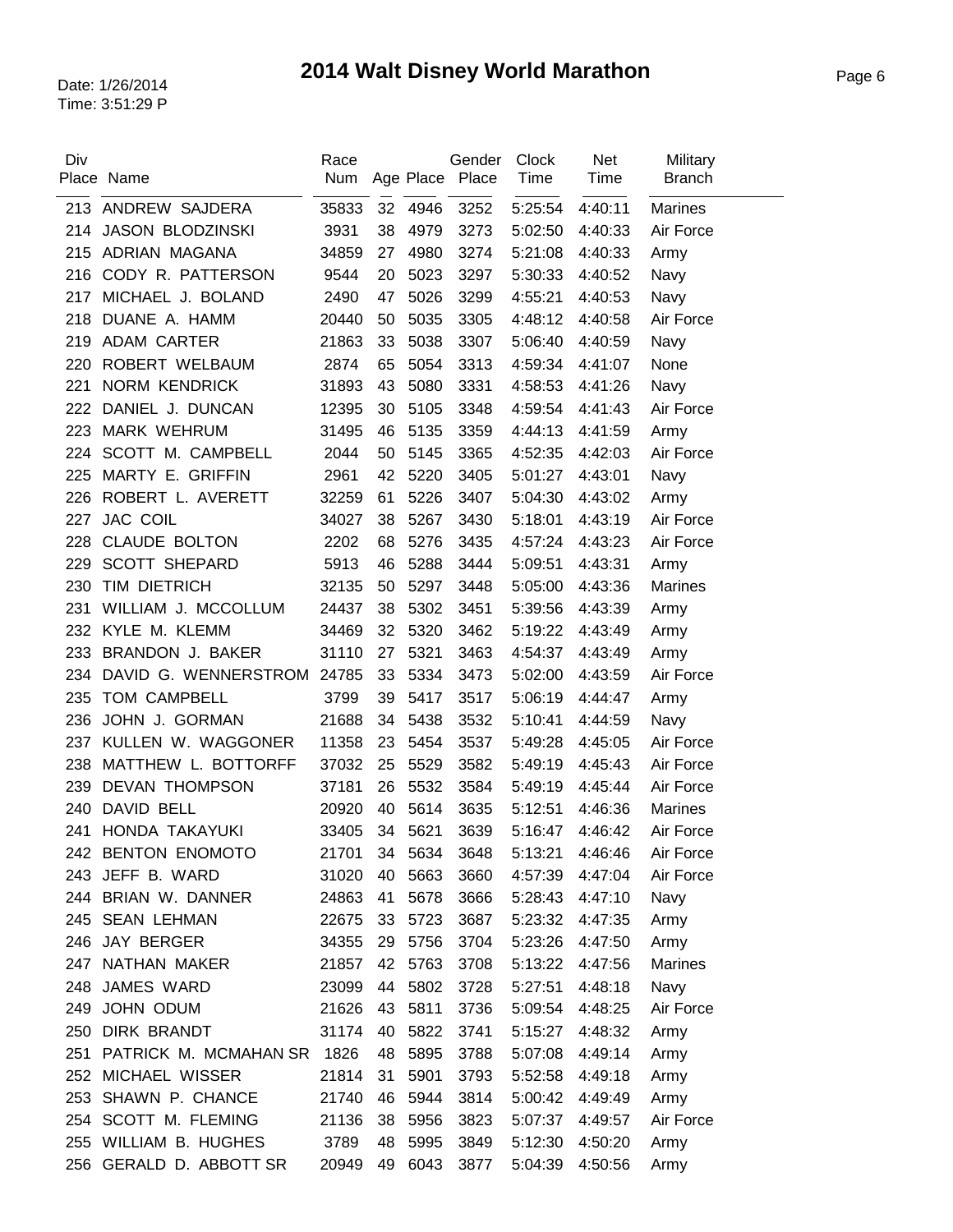# 2014 Walt Disney World Marathon

Date: 1/26/2014
Time: 3:51:29 P

| Div Place | Name | Race Num | Age | Place | Gender Place | Clock Time | Net Time | Military Branch |
|---|---|---|---|---|---|---|---|---|
| 213 | ANDREW SAJDERA | 35833 | 32 | 4946 | 3252 | 5:25:54 | 4:40:11 | Marines |
| 214 | JASON BLODZINSKI | 3931 | 38 | 4979 | 3273 | 5:02:50 | 4:40:33 | Air Force |
| 215 | ADRIAN MAGANA | 34859 | 27 | 4980 | 3274 | 5:21:08 | 4:40:33 | Army |
| 216 | CODY R. PATTERSON | 9544 | 20 | 5023 | 3297 | 5:30:33 | 4:40:52 | Navy |
| 217 | MICHAEL J. BOLAND | 2490 | 47 | 5026 | 3299 | 4:55:21 | 4:40:53 | Navy |
| 218 | DUANE A. HAMM | 20440 | 50 | 5035 | 3305 | 4:48:12 | 4:40:58 | Air Force |
| 219 | ADAM CARTER | 21863 | 33 | 5038 | 3307 | 5:06:40 | 4:40:59 | Navy |
| 220 | ROBERT WELBAUM | 2874 | 65 | 5054 | 3313 | 4:59:34 | 4:41:07 | None |
| 221 | NORM KENDRICK | 31893 | 43 | 5080 | 3331 | 4:58:53 | 4:41:26 | Navy |
| 222 | DANIEL J. DUNCAN | 12395 | 30 | 5105 | 3348 | 4:59:54 | 4:41:43 | Air Force |
| 223 | MARK WEHRUM | 31495 | 46 | 5135 | 3359 | 4:44:13 | 4:41:59 | Army |
| 224 | SCOTT M. CAMPBELL | 2044 | 50 | 5145 | 3365 | 4:52:35 | 4:42:03 | Air Force |
| 225 | MARTY E. GRIFFIN | 2961 | 42 | 5220 | 3405 | 5:01:27 | 4:43:01 | Navy |
| 226 | ROBERT L. AVERETT | 32259 | 61 | 5226 | 3407 | 5:04:30 | 4:43:02 | Army |
| 227 | JAC COIL | 34027 | 38 | 5267 | 3430 | 5:18:01 | 4:43:19 | Air Force |
| 228 | CLAUDE BOLTON | 2202 | 68 | 5276 | 3435 | 4:57:24 | 4:43:23 | Air Force |
| 229 | SCOTT SHEPARD | 5913 | 46 | 5288 | 3444 | 5:09:51 | 4:43:31 | Army |
| 230 | TIM DIETRICH | 32135 | 50 | 5297 | 3448 | 5:05:00 | 4:43:36 | Marines |
| 231 | WILLIAM J. MCCOLLUM | 24437 | 38 | 5302 | 3451 | 5:39:56 | 4:43:39 | Army |
| 232 | KYLE M. KLEMM | 34469 | 32 | 5320 | 3462 | 5:19:22 | 4:43:49 | Army |
| 233 | BRANDON J. BAKER | 31110 | 27 | 5321 | 3463 | 4:54:37 | 4:43:49 | Army |
| 234 | DAVID G. WENNERSTROM | 24785 | 33 | 5334 | 3473 | 5:02:00 | 4:43:59 | Air Force |
| 235 | TOM CAMPBELL | 3799 | 39 | 5417 | 3517 | 5:06:19 | 4:44:47 | Army |
| 236 | JOHN J. GORMAN | 21688 | 34 | 5438 | 3532 | 5:10:41 | 4:44:59 | Navy |
| 237 | KULLEN W. WAGGONER | 11358 | 23 | 5454 | 3537 | 5:49:28 | 4:45:05 | Air Force |
| 238 | MATTHEW L. BOTTORFF | 37032 | 25 | 5529 | 3582 | 5:49:19 | 4:45:43 | Air Force |
| 239 | DEVAN THOMPSON | 37181 | 26 | 5532 | 3584 | 5:49:19 | 4:45:44 | Air Force |
| 240 | DAVID BELL | 20920 | 40 | 5614 | 3635 | 5:12:51 | 4:46:36 | Marines |
| 241 | HONDA TAKAYUKI | 33405 | 34 | 5621 | 3639 | 5:16:47 | 4:46:42 | Air Force |
| 242 | BENTON ENOMOTO | 21701 | 34 | 5634 | 3648 | 5:13:21 | 4:46:46 | Air Force |
| 243 | JEFF B. WARD | 31020 | 40 | 5663 | 3660 | 4:57:39 | 4:47:04 | Air Force |
| 244 | BRIAN W. DANNER | 24863 | 41 | 5678 | 3666 | 5:28:43 | 4:47:10 | Navy |
| 245 | SEAN LEHMAN | 22675 | 33 | 5723 | 3687 | 5:23:32 | 4:47:35 | Army |
| 246 | JAY BERGER | 34355 | 29 | 5756 | 3704 | 5:23:26 | 4:47:50 | Army |
| 247 | NATHAN MAKER | 21857 | 42 | 5763 | 3708 | 5:13:22 | 4:47:56 | Marines |
| 248 | JAMES WARD | 23099 | 44 | 5802 | 3728 | 5:27:51 | 4:48:18 | Navy |
| 249 | JOHN ODUM | 21626 | 43 | 5811 | 3736 | 5:09:54 | 4:48:25 | Air Force |
| 250 | DIRK BRANDT | 31174 | 40 | 5822 | 3741 | 5:15:27 | 4:48:32 | Army |
| 251 | PATRICK M. MCMAHAN SR | 1826 | 48 | 5895 | 3788 | 5:07:08 | 4:49:14 | Army |
| 252 | MICHAEL WISSER | 21814 | 31 | 5901 | 3793 | 5:52:58 | 4:49:18 | Army |
| 253 | SHAWN P. CHANCE | 21740 | 46 | 5944 | 3814 | 5:00:42 | 4:49:49 | Army |
| 254 | SCOTT M. FLEMING | 21136 | 38 | 5956 | 3823 | 5:07:37 | 4:49:57 | Air Force |
| 255 | WILLIAM B. HUGHES | 3789 | 48 | 5995 | 3849 | 5:12:30 | 4:50:20 | Army |
| 256 | GERALD D. ABBOTT SR | 20949 | 49 | 6043 | 3877 | 5:04:39 | 4:50:56 | Army |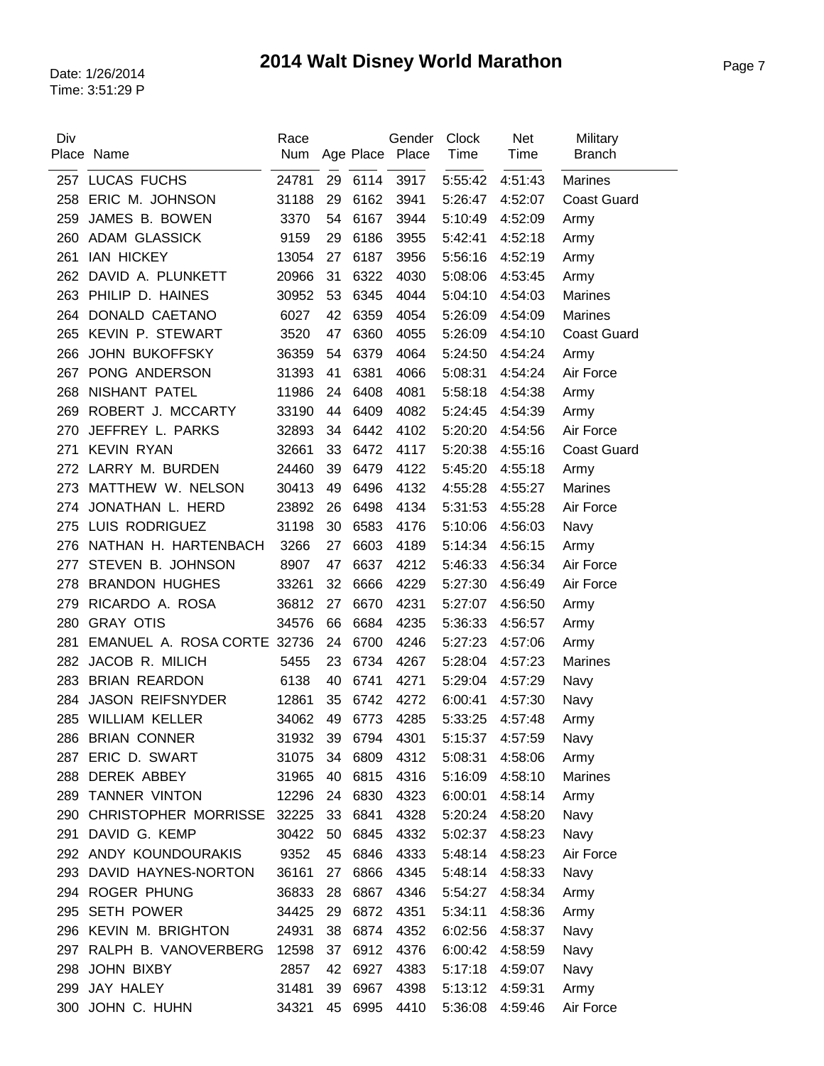# 2014 Walt Disney World Marathon

Date: 1/26/2014
Time: 3:51:29 P

| Div Place | Name | Race Num | Age | Place | Gender Place | Clock Time | Net Time | Military Branch |
|---|---|---|---|---|---|---|---|---|
| 257 | LUCAS FUCHS | 24781 | 29 | 6114 | 3917 | 5:55:42 | 4:51:43 | Marines |
| 258 | ERIC M. JOHNSON | 31188 | 29 | 6162 | 3941 | 5:26:47 | 4:52:07 | Coast Guard |
| 259 | JAMES B. BOWEN | 3370 | 54 | 6167 | 3944 | 5:10:49 | 4:52:09 | Army |
| 260 | ADAM GLASSICK | 9159 | 29 | 6186 | 3955 | 5:42:41 | 4:52:18 | Army |
| 261 | IAN HICKEY | 13054 | 27 | 6187 | 3956 | 5:56:16 | 4:52:19 | Army |
| 262 | DAVID A. PLUNKETT | 20966 | 31 | 6322 | 4030 | 5:08:06 | 4:53:45 | Army |
| 263 | PHILIP D. HAINES | 30952 | 53 | 6345 | 4044 | 5:04:10 | 4:54:03 | Marines |
| 264 | DONALD CAETANO | 6027 | 42 | 6359 | 4054 | 5:26:09 | 4:54:09 | Marines |
| 265 | KEVIN P. STEWART | 3520 | 47 | 6360 | 4055 | 5:26:09 | 4:54:10 | Coast Guard |
| 266 | JOHN BUKOFFSKY | 36359 | 54 | 6379 | 4064 | 5:24:50 | 4:54:24 | Army |
| 267 | PONG ANDERSON | 31393 | 41 | 6381 | 4066 | 5:08:31 | 4:54:24 | Air Force |
| 268 | NISHANT PATEL | 11986 | 24 | 6408 | 4081 | 5:58:18 | 4:54:38 | Army |
| 269 | ROBERT J. MCCARTY | 33190 | 44 | 6409 | 4082 | 5:24:45 | 4:54:39 | Army |
| 270 | JEFFREY L. PARKS | 32893 | 34 | 6442 | 4102 | 5:20:20 | 4:54:56 | Air Force |
| 271 | KEVIN RYAN | 32661 | 33 | 6472 | 4117 | 5:20:38 | 4:55:16 | Coast Guard |
| 272 | LARRY M. BURDEN | 24460 | 39 | 6479 | 4122 | 5:45:20 | 4:55:18 | Army |
| 273 | MATTHEW W. NELSON | 30413 | 49 | 6496 | 4132 | 4:55:28 | 4:55:27 | Marines |
| 274 | JONATHAN L. HERD | 23892 | 26 | 6498 | 4134 | 5:31:53 | 4:55:28 | Air Force |
| 275 | LUIS RODRIGUEZ | 31198 | 30 | 6583 | 4176 | 5:10:06 | 4:56:03 | Navy |
| 276 | NATHAN H. HARTENBACH | 3266 | 27 | 6603 | 4189 | 5:14:34 | 4:56:15 | Army |
| 277 | STEVEN B. JOHNSON | 8907 | 47 | 6637 | 4212 | 5:46:33 | 4:56:34 | Air Force |
| 278 | BRANDON HUGHES | 33261 | 32 | 6666 | 4229 | 5:27:30 | 4:56:49 | Air Force |
| 279 | RICARDO A. ROSA | 36812 | 27 | 6670 | 4231 | 5:27:07 | 4:56:50 | Army |
| 280 | GRAY OTIS | 34576 | 66 | 6684 | 4235 | 5:36:33 | 4:56:57 | Army |
| 281 | EMANUEL A. ROSA CORTE | 32736 | 24 | 6700 | 4246 | 5:27:23 | 4:57:06 | Army |
| 282 | JACOB R. MILICH | 5455 | 23 | 6734 | 4267 | 5:28:04 | 4:57:23 | Marines |
| 283 | BRIAN REARDON | 6138 | 40 | 6741 | 4271 | 5:29:04 | 4:57:29 | Navy |
| 284 | JASON REIFSNYDER | 12861 | 35 | 6742 | 4272 | 6:00:41 | 4:57:30 | Navy |
| 285 | WILLIAM KELLER | 34062 | 49 | 6773 | 4285 | 5:33:25 | 4:57:48 | Army |
| 286 | BRIAN CONNER | 31932 | 39 | 6794 | 4301 | 5:15:37 | 4:57:59 | Navy |
| 287 | ERIC D. SWART | 31075 | 34 | 6809 | 4312 | 5:08:31 | 4:58:06 | Army |
| 288 | DEREK ABBEY | 31965 | 40 | 6815 | 4316 | 5:16:09 | 4:58:10 | Marines |
| 289 | TANNER VINTON | 12296 | 24 | 6830 | 4323 | 6:00:01 | 4:58:14 | Army |
| 290 | CHRISTOPHER MORRISSE | 32225 | 33 | 6841 | 4328 | 5:20:24 | 4:58:20 | Navy |
| 291 | DAVID G. KEMP | 30422 | 50 | 6845 | 4332 | 5:02:37 | 4:58:23 | Navy |
| 292 | ANDY KOUNDOURAKIS | 9352 | 45 | 6846 | 4333 | 5:48:14 | 4:58:23 | Air Force |
| 293 | DAVID HAYNES-NORTON | 36161 | 27 | 6866 | 4345 | 5:48:14 | 4:58:33 | Navy |
| 294 | ROGER PHUNG | 36833 | 28 | 6867 | 4346 | 5:54:27 | 4:58:34 | Army |
| 295 | SETH POWER | 34425 | 29 | 6872 | 4351 | 5:34:11 | 4:58:36 | Army |
| 296 | KEVIN M. BRIGHTON | 24931 | 38 | 6874 | 4352 | 6:02:56 | 4:58:37 | Navy |
| 297 | RALPH B. VANOVERBERG | 12598 | 37 | 6912 | 4376 | 6:00:42 | 4:58:59 | Navy |
| 298 | JOHN BIXBY | 2857 | 42 | 6927 | 4383 | 5:17:18 | 4:59:07 | Navy |
| 299 | JAY HALEY | 31481 | 39 | 6967 | 4398 | 5:13:12 | 4:59:31 | Army |
| 300 | JOHN C. HUHN | 34321 | 45 | 6995 | 4410 | 5:36:08 | 4:59:46 | Air Force |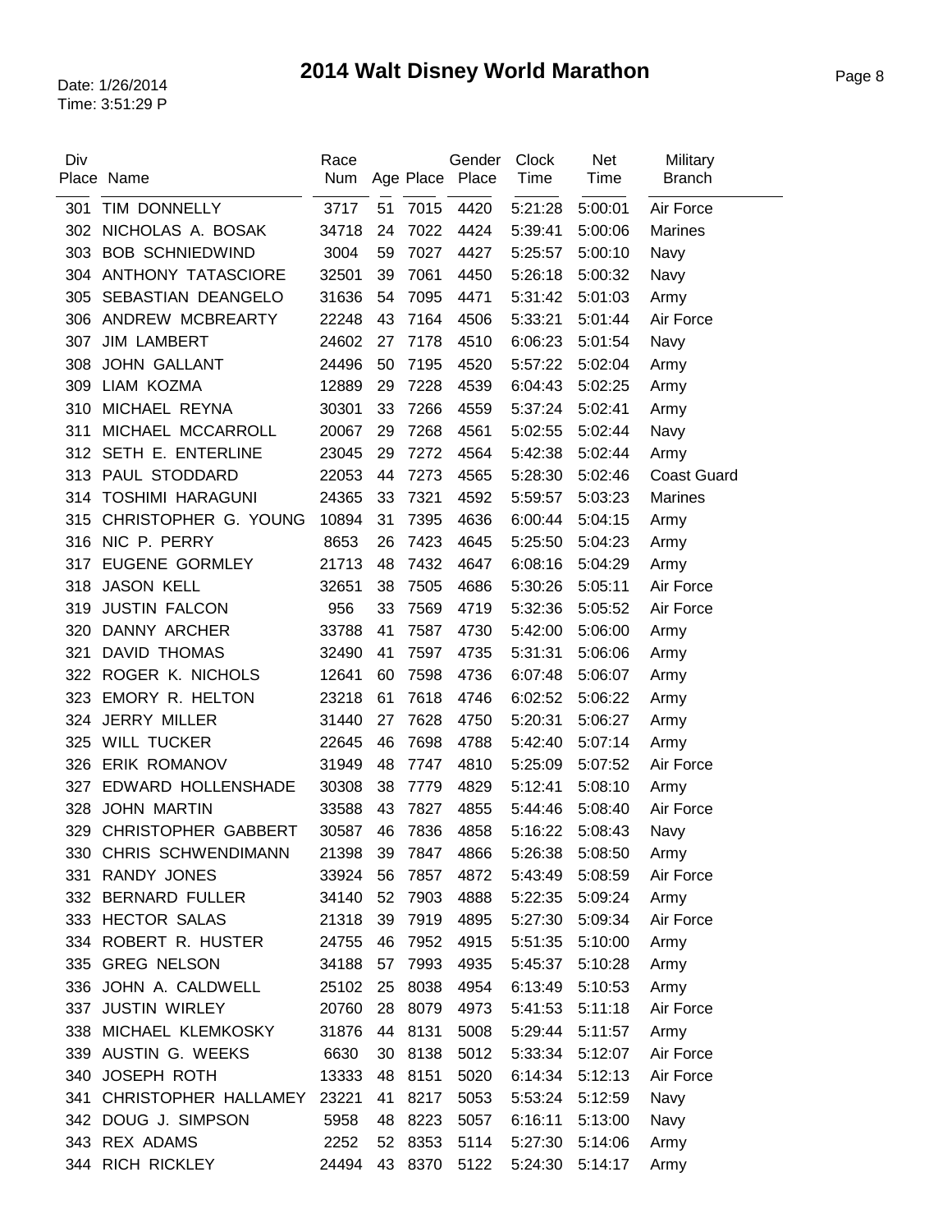# 2014 Walt Disney World Marathon

Date: 1/26/2014
Time: 3:51:29 P

| Div Place | Name | Race Num | Age | Place | Gender Place | Clock Time | Net Time | Military Branch |
|---|---|---|---|---|---|---|---|---|
| 301 | TIM DONNELLY | 3717 | 51 | 7015 | 4420 | 5:21:28 | 5:00:01 | Air Force |
| 302 | NICHOLAS A. BOSAK | 34718 | 24 | 7022 | 4424 | 5:39:41 | 5:00:06 | Marines |
| 303 | BOB SCHNIEDWIND | 3004 | 59 | 7027 | 4427 | 5:25:57 | 5:00:10 | Navy |
| 304 | ANTHONY TATASCIORE | 32501 | 39 | 7061 | 4450 | 5:26:18 | 5:00:32 | Navy |
| 305 | SEBASTIAN DEANGELO | 31636 | 54 | 7095 | 4471 | 5:31:42 | 5:01:03 | Army |
| 306 | ANDREW MCBREARTY | 22248 | 43 | 7164 | 4506 | 5:33:21 | 5:01:44 | Air Force |
| 307 | JIM LAMBERT | 24602 | 27 | 7178 | 4510 | 6:06:23 | 5:01:54 | Navy |
| 308 | JOHN GALLANT | 24496 | 50 | 7195 | 4520 | 5:57:22 | 5:02:04 | Army |
| 309 | LIAM KOZMA | 12889 | 29 | 7228 | 4539 | 6:04:43 | 5:02:25 | Army |
| 310 | MICHAEL REYNA | 30301 | 33 | 7266 | 4559 | 5:37:24 | 5:02:41 | Army |
| 311 | MICHAEL MCCARROLL | 20067 | 29 | 7268 | 4561 | 5:02:55 | 5:02:44 | Navy |
| 312 | SETH E. ENTERLINE | 23045 | 29 | 7272 | 4564 | 5:42:38 | 5:02:44 | Army |
| 313 | PAUL STODDARD | 22053 | 44 | 7273 | 4565 | 5:28:30 | 5:02:46 | Coast Guard |
| 314 | TOSHIMI HARAGUNI | 24365 | 33 | 7321 | 4592 | 5:59:57 | 5:03:23 | Marines |
| 315 | CHRISTOPHER G. YOUNG | 10894 | 31 | 7395 | 4636 | 6:00:44 | 5:04:15 | Army |
| 316 | NIC P. PERRY | 8653 | 26 | 7423 | 4645 | 5:25:50 | 5:04:23 | Army |
| 317 | EUGENE GORMLEY | 21713 | 48 | 7432 | 4647 | 6:08:16 | 5:04:29 | Army |
| 318 | JASON KELL | 32651 | 38 | 7505 | 4686 | 5:30:26 | 5:05:11 | Air Force |
| 319 | JUSTIN FALCON | 956 | 33 | 7569 | 4719 | 5:32:36 | 5:05:52 | Air Force |
| 320 | DANNY ARCHER | 33788 | 41 | 7587 | 4730 | 5:42:00 | 5:06:00 | Army |
| 321 | DAVID THOMAS | 32490 | 41 | 7597 | 4735 | 5:31:31 | 5:06:06 | Army |
| 322 | ROGER K. NICHOLS | 12641 | 60 | 7598 | 4736 | 6:07:48 | 5:06:07 | Army |
| 323 | EMORY R. HELTON | 23218 | 61 | 7618 | 4746 | 6:02:52 | 5:06:22 | Army |
| 324 | JERRY MILLER | 31440 | 27 | 7628 | 4750 | 5:20:31 | 5:06:27 | Army |
| 325 | WILL TUCKER | 22645 | 46 | 7698 | 4788 | 5:42:40 | 5:07:14 | Army |
| 326 | ERIK ROMANOV | 31949 | 48 | 7747 | 4810 | 5:25:09 | 5:07:52 | Air Force |
| 327 | EDWARD HOLLENSHADE | 30308 | 38 | 7779 | 4829 | 5:12:41 | 5:08:10 | Army |
| 328 | JOHN MARTIN | 33588 | 43 | 7827 | 4855 | 5:44:46 | 5:08:40 | Air Force |
| 329 | CHRISTOPHER GABBERT | 30587 | 46 | 7836 | 4858 | 5:16:22 | 5:08:43 | Navy |
| 330 | CHRIS SCHWENDIMANN | 21398 | 39 | 7847 | 4866 | 5:26:38 | 5:08:50 | Army |
| 331 | RANDY JONES | 33924 | 56 | 7857 | 4872 | 5:43:49 | 5:08:59 | Air Force |
| 332 | BERNARD FULLER | 34140 | 52 | 7903 | 4888 | 5:22:35 | 5:09:24 | Army |
| 333 | HECTOR SALAS | 21318 | 39 | 7919 | 4895 | 5:27:30 | 5:09:34 | Air Force |
| 334 | ROBERT R. HUSTER | 24755 | 46 | 7952 | 4915 | 5:51:35 | 5:10:00 | Army |
| 335 | GREG NELSON | 34188 | 57 | 7993 | 4935 | 5:45:37 | 5:10:28 | Army |
| 336 | JOHN A. CALDWELL | 25102 | 25 | 8038 | 4954 | 6:13:49 | 5:10:53 | Army |
| 337 | JUSTIN WIRLEY | 20760 | 28 | 8079 | 4973 | 5:41:53 | 5:11:18 | Air Force |
| 338 | MICHAEL KLEMKOSKY | 31876 | 44 | 8131 | 5008 | 5:29:44 | 5:11:57 | Army |
| 339 | AUSTIN G. WEEKS | 6630 | 30 | 8138 | 5012 | 5:33:34 | 5:12:07 | Air Force |
| 340 | JOSEPH ROTH | 13333 | 48 | 8151 | 5020 | 6:14:34 | 5:12:13 | Air Force |
| 341 | CHRISTOPHER HALLAMEY | 23221 | 41 | 8217 | 5053 | 5:53:24 | 5:12:59 | Navy |
| 342 | DOUG J. SIMPSON | 5958 | 48 | 8223 | 5057 | 6:16:11 | 5:13:00 | Navy |
| 343 | REX ADAMS | 2252 | 52 | 8353 | 5114 | 5:27:30 | 5:14:06 | Army |
| 344 | RICH RICKLEY | 24494 | 43 | 8370 | 5122 | 5:24:30 | 5:14:17 | Army |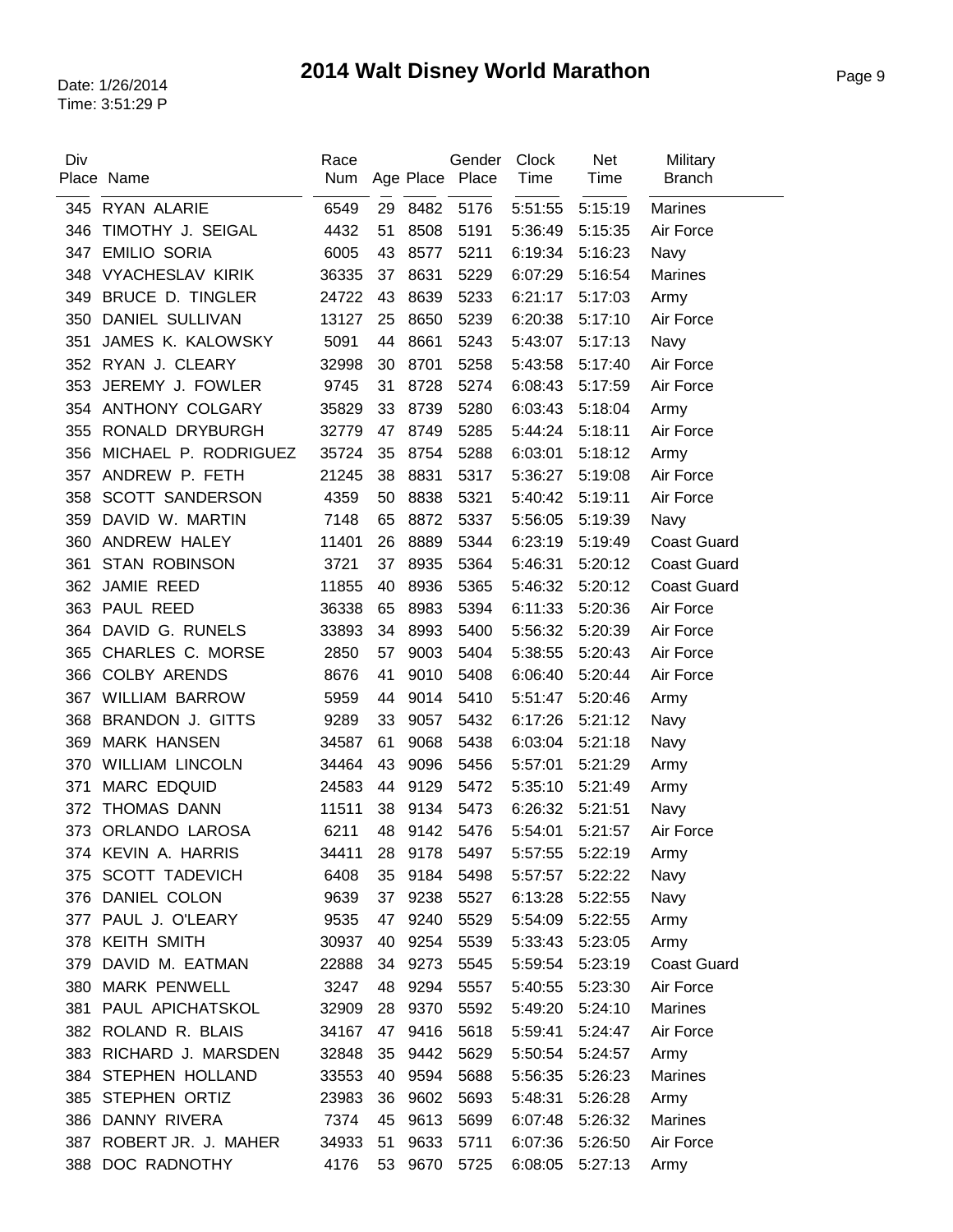# 2014 Walt Disney World Marathon

Date: 1/26/2014
Time: 3:51:29 P

| Div Place | Name | Race Num | Age | Place | Gender Place | Clock Time | Net Time | Military Branch |
|---|---|---|---|---|---|---|---|---|
| 345 | RYAN ALARIE | 6549 | 29 | 8482 | 5176 | 5:51:55 | 5:15:19 | Marines |
| 346 | TIMOTHY J. SEIGAL | 4432 | 51 | 8508 | 5191 | 5:36:49 | 5:15:35 | Air Force |
| 347 | EMILIO SORIA | 6005 | 43 | 8577 | 5211 | 6:19:34 | 5:16:23 | Navy |
| 348 | VYACHESLAV KIRIK | 36335 | 37 | 8631 | 5229 | 6:07:29 | 5:16:54 | Marines |
| 349 | BRUCE D. TINGLER | 24722 | 43 | 8639 | 5233 | 6:21:17 | 5:17:03 | Army |
| 350 | DANIEL SULLIVAN | 13127 | 25 | 8650 | 5239 | 6:20:38 | 5:17:10 | Air Force |
| 351 | JAMES K. KALOWSKY | 5091 | 44 | 8661 | 5243 | 5:43:07 | 5:17:13 | Navy |
| 352 | RYAN J. CLEARY | 32998 | 30 | 8701 | 5258 | 5:43:58 | 5:17:40 | Air Force |
| 353 | JEREMY J. FOWLER | 9745 | 31 | 8728 | 5274 | 6:08:43 | 5:17:59 | Air Force |
| 354 | ANTHONY COLGARY | 35829 | 33 | 8739 | 5280 | 6:03:43 | 5:18:04 | Army |
| 355 | RONALD DRYBURGH | 32779 | 47 | 8749 | 5285 | 5:44:24 | 5:18:11 | Air Force |
| 356 | MICHAEL P. RODRIGUEZ | 35724 | 35 | 8754 | 5288 | 6:03:01 | 5:18:12 | Army |
| 357 | ANDREW P. FETH | 21245 | 38 | 8831 | 5317 | 5:36:27 | 5:19:08 | Air Force |
| 358 | SCOTT SANDERSON | 4359 | 50 | 8838 | 5321 | 5:40:42 | 5:19:11 | Air Force |
| 359 | DAVID W. MARTIN | 7148 | 65 | 8872 | 5337 | 5:56:05 | 5:19:39 | Navy |
| 360 | ANDREW HALEY | 11401 | 26 | 8889 | 5344 | 6:23:19 | 5:19:49 | Coast Guard |
| 361 | STAN ROBINSON | 3721 | 37 | 8935 | 5364 | 5:46:31 | 5:20:12 | Coast Guard |
| 362 | JAMIE REED | 11855 | 40 | 8936 | 5365 | 5:46:32 | 5:20:12 | Coast Guard |
| 363 | PAUL REED | 36338 | 65 | 8983 | 5394 | 6:11:33 | 5:20:36 | Air Force |
| 364 | DAVID G. RUNELS | 33893 | 34 | 8993 | 5400 | 5:56:32 | 5:20:39 | Air Force |
| 365 | CHARLES C. MORSE | 2850 | 57 | 9003 | 5404 | 5:38:55 | 5:20:43 | Air Force |
| 366 | COLBY ARENDS | 8676 | 41 | 9010 | 5408 | 6:06:40 | 5:20:44 | Air Force |
| 367 | WILLIAM BARROW | 5959 | 44 | 9014 | 5410 | 5:51:47 | 5:20:46 | Army |
| 368 | BRANDON J. GITTS | 9289 | 33 | 9057 | 5432 | 6:17:26 | 5:21:12 | Navy |
| 369 | MARK HANSEN | 34587 | 61 | 9068 | 5438 | 6:03:04 | 5:21:18 | Navy |
| 370 | WILLIAM LINCOLN | 34464 | 43 | 9096 | 5456 | 5:57:01 | 5:21:29 | Army |
| 371 | MARC EDQUID | 24583 | 44 | 9129 | 5472 | 5:35:10 | 5:21:49 | Army |
| 372 | THOMAS DANN | 11511 | 38 | 9134 | 5473 | 6:26:32 | 5:21:51 | Navy |
| 373 | ORLANDO LAROSA | 6211 | 48 | 9142 | 5476 | 5:54:01 | 5:21:57 | Air Force |
| 374 | KEVIN A. HARRIS | 34411 | 28 | 9178 | 5497 | 5:57:55 | 5:22:19 | Army |
| 375 | SCOTT TADEVICH | 6408 | 35 | 9184 | 5498 | 5:57:57 | 5:22:22 | Navy |
| 376 | DANIEL COLON | 9639 | 37 | 9238 | 5527 | 6:13:28 | 5:22:55 | Navy |
| 377 | PAUL J. O'LEARY | 9535 | 47 | 9240 | 5529 | 5:54:09 | 5:22:55 | Army |
| 378 | KEITH SMITH | 30937 | 40 | 9254 | 5539 | 5:33:43 | 5:23:05 | Army |
| 379 | DAVID M. EATMAN | 22888 | 34 | 9273 | 5545 | 5:59:54 | 5:23:19 | Coast Guard |
| 380 | MARK PENWELL | 3247 | 48 | 9294 | 5557 | 5:40:55 | 5:23:30 | Air Force |
| 381 | PAUL APICHATSKOL | 32909 | 28 | 9370 | 5592 | 5:49:20 | 5:24:10 | Marines |
| 382 | ROLAND R. BLAIS | 34167 | 47 | 9416 | 5618 | 5:59:41 | 5:24:47 | Air Force |
| 383 | RICHARD J. MARSDEN | 32848 | 35 | 9442 | 5629 | 5:50:54 | 5:24:57 | Army |
| 384 | STEPHEN HOLLAND | 33553 | 40 | 9594 | 5688 | 5:56:35 | 5:26:23 | Marines |
| 385 | STEPHEN ORTIZ | 23983 | 36 | 9602 | 5693 | 5:48:31 | 5:26:28 | Army |
| 386 | DANNY RIVERA | 7374 | 45 | 9613 | 5699 | 6:07:48 | 5:26:32 | Marines |
| 387 | ROBERT JR. J. MAHER | 34933 | 51 | 9633 | 5711 | 6:07:36 | 5:26:50 | Air Force |
| 388 | DOC RADNOTHY | 4176 | 53 | 9670 | 5725 | 6:08:05 | 5:27:13 | Army |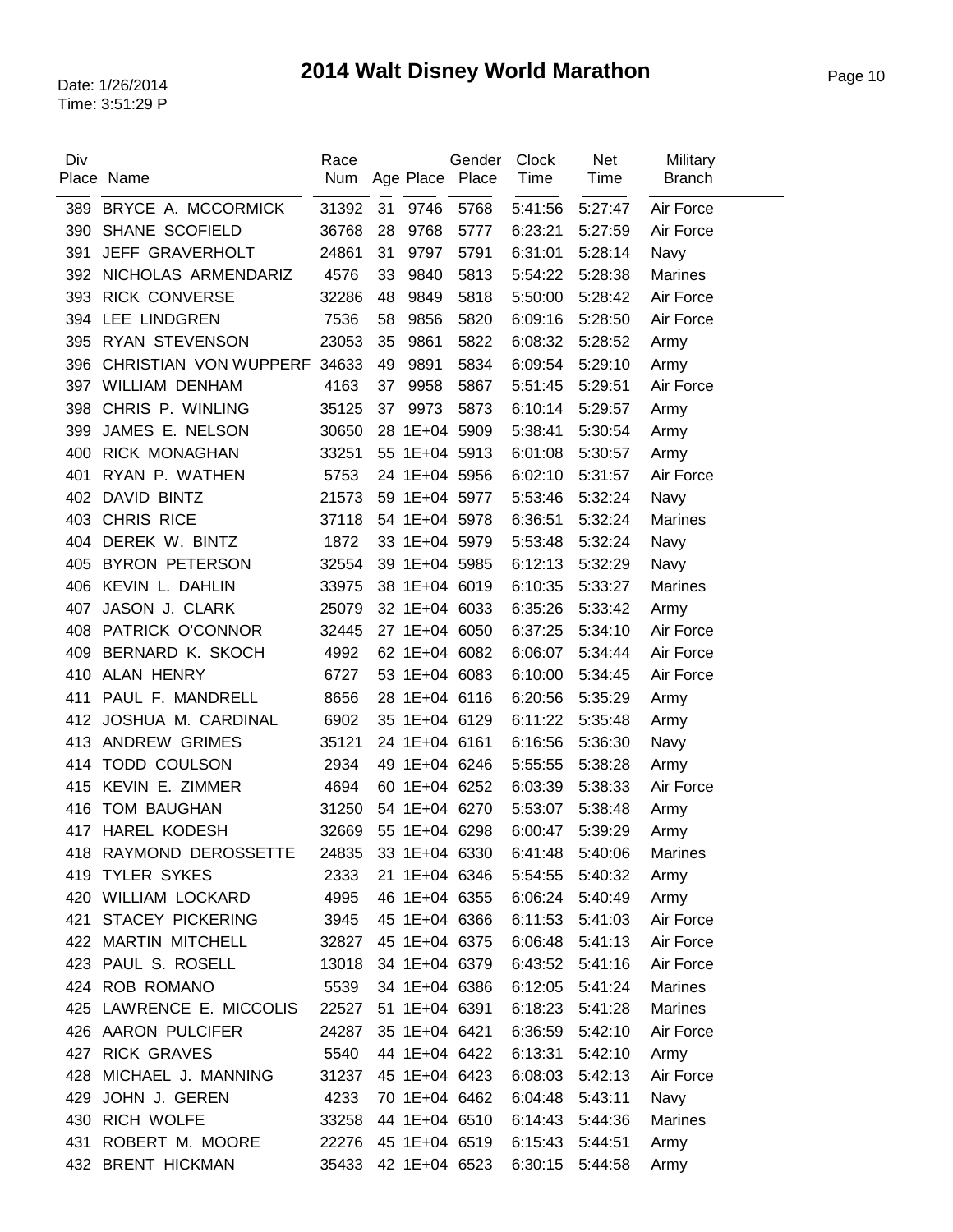# 2014 Walt Disney World Marathon

Date: 1/26/2014
Time: 3:51:29 P

| Div Place | Name | Race Num | Age | Place | Gender Place | Clock Time | Net Time | Military Branch |
|---|---|---|---|---|---|---|---|---|
| 389 | BRYCE A. MCCORMICK | 31392 | 31 | 9746 | 5768 | 5:41:56 | 5:27:47 | Air Force |
| 390 | SHANE SCOFIELD | 36768 | 28 | 9768 | 5777 | 6:23:21 | 5:27:59 | Air Force |
| 391 | JEFF GRAVERHOLT | 24861 | 31 | 9797 | 5791 | 6:31:01 | 5:28:14 | Navy |
| 392 | NICHOLAS ARMENDARIZ | 4576 | 33 | 9840 | 5813 | 5:54:22 | 5:28:38 | Marines |
| 393 | RICK CONVERSE | 32286 | 48 | 9849 | 5818 | 5:50:00 | 5:28:42 | Air Force |
| 394 | LEE LINDGREN | 7536 | 58 | 9856 | 5820 | 6:09:16 | 5:28:50 | Air Force |
| 395 | RYAN STEVENSON | 23053 | 35 | 9861 | 5822 | 6:08:32 | 5:28:52 | Army |
| 396 | CHRISTIAN VON WUPPERF | 34633 | 49 | 9891 | 5834 | 6:09:54 | 5:29:10 | Army |
| 397 | WILLIAM DENHAM | 4163 | 37 | 9958 | 5867 | 5:51:45 | 5:29:51 | Air Force |
| 398 | CHRIS P. WINLING | 35125 | 37 | 9973 | 5873 | 6:10:14 | 5:29:57 | Army |
| 399 | JAMES E. NELSON | 30650 | 28 | 1E+04 | 5909 | 5:38:41 | 5:30:54 | Army |
| 400 | RICK MONAGHAN | 33251 | 55 | 1E+04 | 5913 | 6:01:08 | 5:30:57 | Army |
| 401 | RYAN P. WATHEN | 5753 | 24 | 1E+04 | 5956 | 6:02:10 | 5:31:57 | Air Force |
| 402 | DAVID BINTZ | 21573 | 59 | 1E+04 | 5977 | 5:53:46 | 5:32:24 | Navy |
| 403 | CHRIS RICE | 37118 | 54 | 1E+04 | 5978 | 6:36:51 | 5:32:24 | Marines |
| 404 | DEREK W. BINTZ | 1872 | 33 | 1E+04 | 5979 | 5:53:48 | 5:32:24 | Navy |
| 405 | BYRON PETERSON | 32554 | 39 | 1E+04 | 5985 | 6:12:13 | 5:32:29 | Navy |
| 406 | KEVIN L. DAHLIN | 33975 | 38 | 1E+04 | 6019 | 6:10:35 | 5:33:27 | Marines |
| 407 | JASON J. CLARK | 25079 | 32 | 1E+04 | 6033 | 6:35:26 | 5:33:42 | Army |
| 408 | PATRICK O'CONNOR | 32445 | 27 | 1E+04 | 6050 | 6:37:25 | 5:34:10 | Air Force |
| 409 | BERNARD K. SKOCH | 4992 | 62 | 1E+04 | 6082 | 6:06:07 | 5:34:44 | Air Force |
| 410 | ALAN HENRY | 6727 | 53 | 1E+04 | 6083 | 6:10:00 | 5:34:45 | Air Force |
| 411 | PAUL F. MANDRELL | 8656 | 28 | 1E+04 | 6116 | 6:20:56 | 5:35:29 | Army |
| 412 | JOSHUA M. CARDINAL | 6902 | 35 | 1E+04 | 6129 | 6:11:22 | 5:35:48 | Army |
| 413 | ANDREW GRIMES | 35121 | 24 | 1E+04 | 6161 | 6:16:56 | 5:36:30 | Navy |
| 414 | TODD COULSON | 2934 | 49 | 1E+04 | 6246 | 5:55:55 | 5:38:28 | Army |
| 415 | KEVIN E. ZIMMER | 4694 | 60 | 1E+04 | 6252 | 6:03:39 | 5:38:33 | Air Force |
| 416 | TOM BAUGHAN | 31250 | 54 | 1E+04 | 6270 | 5:53:07 | 5:38:48 | Army |
| 417 | HAREL KODESH | 32669 | 55 | 1E+04 | 6298 | 6:00:47 | 5:39:29 | Army |
| 418 | RAYMOND DEROSSETTE | 24835 | 33 | 1E+04 | 6330 | 6:41:48 | 5:40:06 | Marines |
| 419 | TYLER SYKES | 2333 | 21 | 1E+04 | 6346 | 5:54:55 | 5:40:32 | Army |
| 420 | WILLIAM LOCKARD | 4995 | 46 | 1E+04 | 6355 | 6:06:24 | 5:40:49 | Army |
| 421 | STACEY PICKERING | 3945 | 45 | 1E+04 | 6366 | 6:11:53 | 5:41:03 | Air Force |
| 422 | MARTIN MITCHELL | 32827 | 45 | 1E+04 | 6375 | 6:06:48 | 5:41:13 | Air Force |
| 423 | PAUL S. ROSELL | 13018 | 34 | 1E+04 | 6379 | 6:43:52 | 5:41:16 | Air Force |
| 424 | ROB ROMANO | 5539 | 34 | 1E+04 | 6386 | 6:12:05 | 5:41:24 | Marines |
| 425 | LAWRENCE E. MICCOLIS | 22527 | 51 | 1E+04 | 6391 | 6:18:23 | 5:41:28 | Marines |
| 426 | AARON PULCIFER | 24287 | 35 | 1E+04 | 6421 | 6:36:59 | 5:42:10 | Air Force |
| 427 | RICK GRAVES | 5540 | 44 | 1E+04 | 6422 | 6:13:31 | 5:42:10 | Army |
| 428 | MICHAEL J. MANNING | 31237 | 45 | 1E+04 | 6423 | 6:08:03 | 5:42:13 | Air Force |
| 429 | JOHN J. GEREN | 4233 | 70 | 1E+04 | 6462 | 6:04:48 | 5:43:11 | Navy |
| 430 | RICH WOLFE | 33258 | 44 | 1E+04 | 6510 | 6:14:43 | 5:44:36 | Marines |
| 431 | ROBERT M. MOORE | 22276 | 45 | 1E+04 | 6519 | 6:15:43 | 5:44:51 | Army |
| 432 | BRENT HICKMAN | 35433 | 42 | 1E+04 | 6523 | 6:30:15 | 5:44:58 | Army |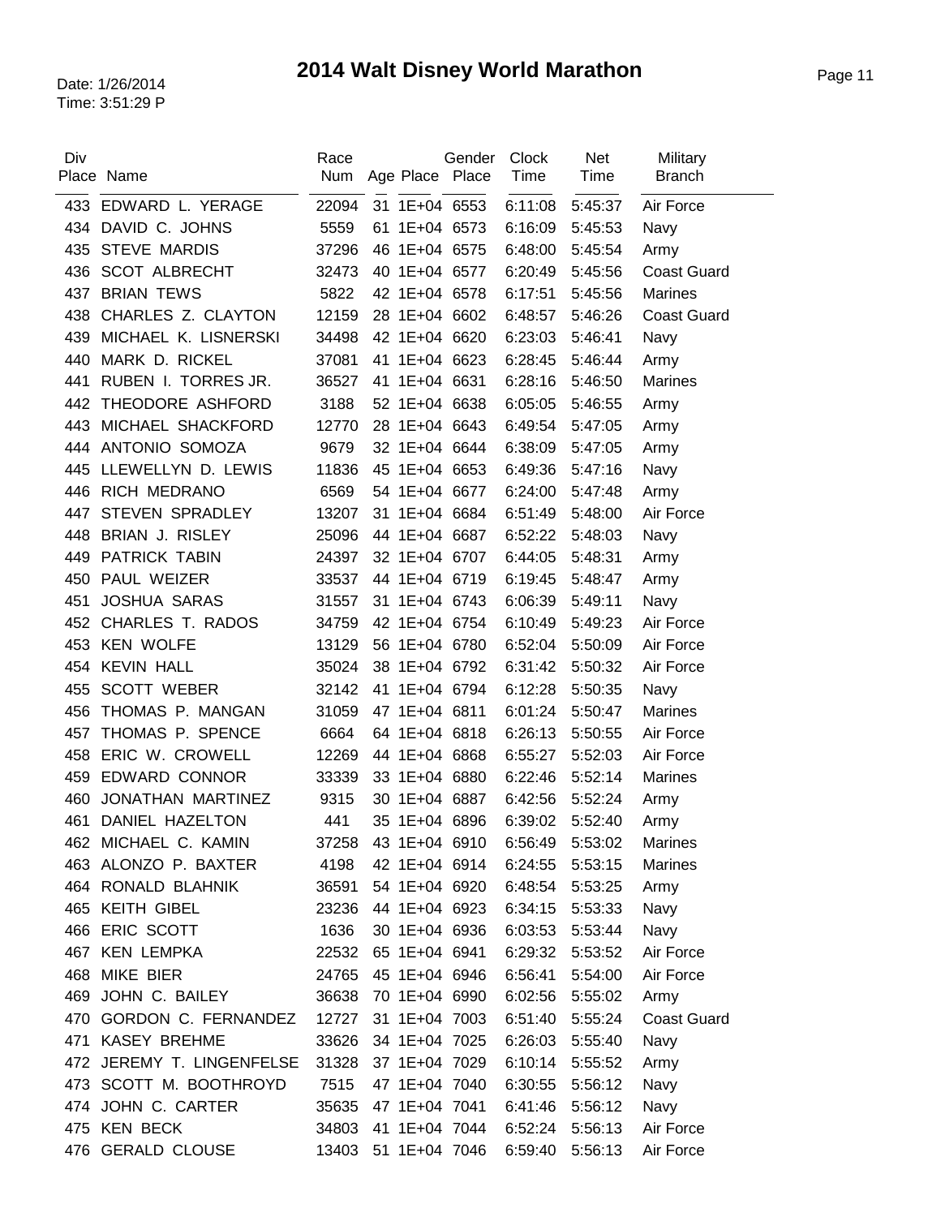# 2014 Walt Disney World Marathon

Date: 1/26/2014
Time: 3:51:29 P

| Div Place | Name | Race Num | Age | Place | Gender Place | Clock Time | Net Time | Military Branch |
|---|---|---|---|---|---|---|---|---|
| 433 | EDWARD L. YERAGE | 22094 | 31 | 1E+04 | 6553 | 6:11:08 | 5:45:37 | Air Force |
| 434 | DAVID C. JOHNS | 5559 | 61 | 1E+04 | 6573 | 6:16:09 | 5:45:53 | Navy |
| 435 | STEVE MARDIS | 37296 | 46 | 1E+04 | 6575 | 6:48:00 | 5:45:54 | Army |
| 436 | SCOT ALBRECHT | 32473 | 40 | 1E+04 | 6577 | 6:20:49 | 5:45:56 | Coast Guard |
| 437 | BRIAN TEWS | 5822 | 42 | 1E+04 | 6578 | 6:17:51 | 5:45:56 | Marines |
| 438 | CHARLES Z. CLAYTON | 12159 | 28 | 1E+04 | 6602 | 6:48:57 | 5:46:26 | Coast Guard |
| 439 | MICHAEL K. LISNERSKI | 34498 | 42 | 1E+04 | 6620 | 6:23:03 | 5:46:41 | Navy |
| 440 | MARK D. RICKEL | 37081 | 41 | 1E+04 | 6623 | 6:28:45 | 5:46:44 | Army |
| 441 | RUBEN I. TORRES JR. | 36527 | 41 | 1E+04 | 6631 | 6:28:16 | 5:46:50 | Marines |
| 442 | THEODORE ASHFORD | 3188 | 52 | 1E+04 | 6638 | 6:05:05 | 5:46:55 | Army |
| 443 | MICHAEL SHACKFORD | 12770 | 28 | 1E+04 | 6643 | 6:49:54 | 5:47:05 | Army |
| 444 | ANTONIO SOMOZA | 9679 | 32 | 1E+04 | 6644 | 6:38:09 | 5:47:05 | Army |
| 445 | LLEWELLYN D. LEWIS | 11836 | 45 | 1E+04 | 6653 | 6:49:36 | 5:47:16 | Navy |
| 446 | RICH MEDRANO | 6569 | 54 | 1E+04 | 6677 | 6:24:00 | 5:47:48 | Army |
| 447 | STEVEN SPRADLEY | 13207 | 31 | 1E+04 | 6684 | 6:51:49 | 5:48:00 | Air Force |
| 448 | BRIAN J. RISLEY | 25096 | 44 | 1E+04 | 6687 | 6:52:22 | 5:48:03 | Navy |
| 449 | PATRICK TABIN | 24397 | 32 | 1E+04 | 6707 | 6:44:05 | 5:48:31 | Army |
| 450 | PAUL WEIZER | 33537 | 44 | 1E+04 | 6719 | 6:19:45 | 5:48:47 | Army |
| 451 | JOSHUA SARAS | 31557 | 31 | 1E+04 | 6743 | 6:06:39 | 5:49:11 | Navy |
| 452 | CHARLES T. RADOS | 34759 | 42 | 1E+04 | 6754 | 6:10:49 | 5:49:23 | Air Force |
| 453 | KEN WOLFE | 13129 | 56 | 1E+04 | 6780 | 6:52:04 | 5:50:09 | Air Force |
| 454 | KEVIN HALL | 35024 | 38 | 1E+04 | 6792 | 6:31:42 | 5:50:32 | Air Force |
| 455 | SCOTT WEBER | 32142 | 41 | 1E+04 | 6794 | 6:12:28 | 5:50:35 | Navy |
| 456 | THOMAS P. MANGAN | 31059 | 47 | 1E+04 | 6811 | 6:01:24 | 5:50:47 | Marines |
| 457 | THOMAS P. SPENCE | 6664 | 64 | 1E+04 | 6818 | 6:26:13 | 5:50:55 | Air Force |
| 458 | ERIC W. CROWELL | 12269 | 44 | 1E+04 | 6868 | 6:55:27 | 5:52:03 | Air Force |
| 459 | EDWARD CONNOR | 33339 | 33 | 1E+04 | 6880 | 6:22:46 | 5:52:14 | Marines |
| 460 | JONATHAN MARTINEZ | 9315 | 30 | 1E+04 | 6887 | 6:42:56 | 5:52:24 | Army |
| 461 | DANIEL HAZELTON | 441 | 35 | 1E+04 | 6896 | 6:39:02 | 5:52:40 | Army |
| 462 | MICHAEL C. KAMIN | 37258 | 43 | 1E+04 | 6910 | 6:56:49 | 5:53:02 | Marines |
| 463 | ALONZO P. BAXTER | 4198 | 42 | 1E+04 | 6914 | 6:24:55 | 5:53:15 | Marines |
| 464 | RONALD BLAHNIK | 36591 | 54 | 1E+04 | 6920 | 6:48:54 | 5:53:25 | Army |
| 465 | KEITH GIBEL | 23236 | 44 | 1E+04 | 6923 | 6:34:15 | 5:53:33 | Navy |
| 466 | ERIC SCOTT | 1636 | 30 | 1E+04 | 6936 | 6:03:53 | 5:53:44 | Navy |
| 467 | KEN LEMPKA | 22532 | 65 | 1E+04 | 6941 | 6:29:32 | 5:53:52 | Air Force |
| 468 | MIKE BIER | 24765 | 45 | 1E+04 | 6946 | 6:56:41 | 5:54:00 | Air Force |
| 469 | JOHN C. BAILEY | 36638 | 70 | 1E+04 | 6990 | 6:02:56 | 5:55:02 | Army |
| 470 | GORDON C. FERNANDEZ | 12727 | 31 | 1E+04 | 7003 | 6:51:40 | 5:55:24 | Coast Guard |
| 471 | KASEY BREHME | 33626 | 34 | 1E+04 | 7025 | 6:26:03 | 5:55:40 | Navy |
| 472 | JEREMY T. LINGENFELSE | 31328 | 37 | 1E+04 | 7029 | 6:10:14 | 5:55:52 | Army |
| 473 | SCOTT M. BOOTHROYD | 7515 | 47 | 1E+04 | 7040 | 6:30:55 | 5:56:12 | Navy |
| 474 | JOHN C. CARTER | 35635 | 47 | 1E+04 | 7041 | 6:41:46 | 5:56:12 | Navy |
| 475 | KEN BECK | 34803 | 41 | 1E+04 | 7044 | 6:52:24 | 5:56:13 | Air Force |
| 476 | GERALD CLOUSE | 13403 | 51 | 1E+04 | 7046 | 6:59:40 | 5:56:13 | Air Force |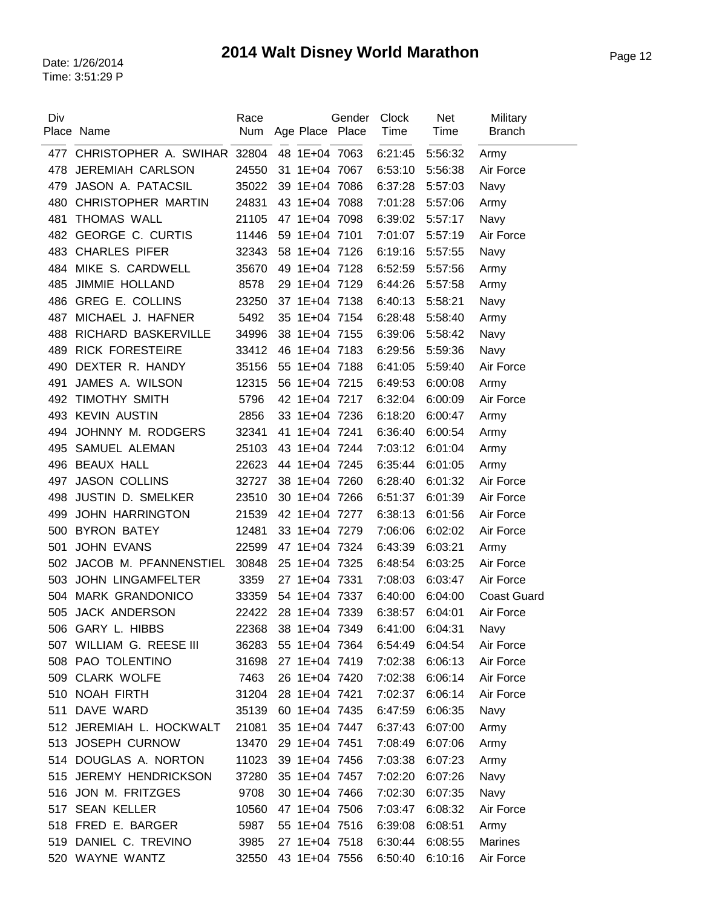# 2014 Walt Disney World Marathon

Date: 1/26/2014
Time: 3:51:29 P

| Div Place | Name | Race Num | Age | Place | Gender Place | Clock Time | Net Time | Military Branch |
|---|---|---|---|---|---|---|---|---|
| 477 | CHRISTOPHER A. SWIHAR | 32804 | 48 | 1E+04 | 7063 | 6:21:45 | 5:56:32 | Army |
| 478 | JEREMIAH CARLSON | 24550 | 31 | 1E+04 | 7067 | 6:53:10 | 5:56:38 | Air Force |
| 479 | JASON A. PATACSIL | 35022 | 39 | 1E+04 | 7086 | 6:37:28 | 5:57:03 | Navy |
| 480 | CHRISTOPHER MARTIN | 24831 | 43 | 1E+04 | 7088 | 7:01:28 | 5:57:06 | Army |
| 481 | THOMAS WALL | 21105 | 47 | 1E+04 | 7098 | 6:39:02 | 5:57:17 | Navy |
| 482 | GEORGE C. CURTIS | 11446 | 59 | 1E+04 | 7101 | 7:01:07 | 5:57:19 | Air Force |
| 483 | CHARLES PIFER | 32343 | 58 | 1E+04 | 7126 | 6:19:16 | 5:57:55 | Navy |
| 484 | MIKE S. CARDWELL | 35670 | 49 | 1E+04 | 7128 | 6:52:59 | 5:57:56 | Army |
| 485 | JIMMIE HOLLAND | 8578 | 29 | 1E+04 | 7129 | 6:44:26 | 5:57:58 | Army |
| 486 | GREG E. COLLINS | 23250 | 37 | 1E+04 | 7138 | 6:40:13 | 5:58:21 | Navy |
| 487 | MICHAEL J. HAFNER | 5492 | 35 | 1E+04 | 7154 | 6:28:48 | 5:58:40 | Army |
| 488 | RICHARD BASKERVILLE | 34996 | 38 | 1E+04 | 7155 | 6:39:06 | 5:58:42 | Navy |
| 489 | RICK FORESTEIRE | 33412 | 46 | 1E+04 | 7183 | 6:29:56 | 5:59:36 | Navy |
| 490 | DEXTER R. HANDY | 35156 | 55 | 1E+04 | 7188 | 6:41:05 | 5:59:40 | Air Force |
| 491 | JAMES A. WILSON | 12315 | 56 | 1E+04 | 7215 | 6:49:53 | 6:00:08 | Army |
| 492 | TIMOTHY SMITH | 5796 | 42 | 1E+04 | 7217 | 6:32:04 | 6:00:09 | Air Force |
| 493 | KEVIN AUSTIN | 2856 | 33 | 1E+04 | 7236 | 6:18:20 | 6:00:47 | Army |
| 494 | JOHNNY M. RODGERS | 32341 | 41 | 1E+04 | 7241 | 6:36:40 | 6:00:54 | Army |
| 495 | SAMUEL ALEMAN | 25103 | 43 | 1E+04 | 7244 | 7:03:12 | 6:01:04 | Army |
| 496 | BEAUX HALL | 22623 | 44 | 1E+04 | 7245 | 6:35:44 | 6:01:05 | Army |
| 497 | JASON COLLINS | 32727 | 38 | 1E+04 | 7260 | 6:28:40 | 6:01:32 | Air Force |
| 498 | JUSTIN D. SMELKER | 23510 | 30 | 1E+04 | 7266 | 6:51:37 | 6:01:39 | Air Force |
| 499 | JOHN HARRINGTON | 21539 | 42 | 1E+04 | 7277 | 6:38:13 | 6:01:56 | Air Force |
| 500 | BYRON BATEY | 12481 | 33 | 1E+04 | 7279 | 7:06:06 | 6:02:02 | Air Force |
| 501 | JOHN EVANS | 22599 | 47 | 1E+04 | 7324 | 6:43:39 | 6:03:21 | Army |
| 502 | JACOB M. PFANNENSTIEL | 30848 | 25 | 1E+04 | 7325 | 6:48:54 | 6:03:25 | Air Force |
| 503 | JOHN LINGAMFELTER | 3359 | 27 | 1E+04 | 7331 | 7:08:03 | 6:03:47 | Air Force |
| 504 | MARK GRANDONICO | 33359 | 54 | 1E+04 | 7337 | 6:40:00 | 6:04:00 | Coast Guard |
| 505 | JACK ANDERSON | 22422 | 28 | 1E+04 | 7339 | 6:38:57 | 6:04:01 | Air Force |
| 506 | GARY L. HIBBS | 22368 | 38 | 1E+04 | 7349 | 6:41:00 | 6:04:31 | Navy |
| 507 | WILLIAM G. REESE III | 36283 | 55 | 1E+04 | 7364 | 6:54:49 | 6:04:54 | Air Force |
| 508 | PAO TOLENTINO | 31698 | 27 | 1E+04 | 7419 | 7:02:38 | 6:06:13 | Air Force |
| 509 | CLARK WOLFE | 7463 | 26 | 1E+04 | 7420 | 7:02:38 | 6:06:14 | Air Force |
| 510 | NOAH FIRTH | 31204 | 28 | 1E+04 | 7421 | 7:02:37 | 6:06:14 | Air Force |
| 511 | DAVE WARD | 35139 | 60 | 1E+04 | 7435 | 6:47:59 | 6:06:35 | Navy |
| 512 | JEREMIAH L. HOCKWALT | 21081 | 35 | 1E+04 | 7447 | 6:37:43 | 6:07:00 | Army |
| 513 | JOSEPH CURNOW | 13470 | 29 | 1E+04 | 7451 | 7:08:49 | 6:07:06 | Army |
| 514 | DOUGLAS A. NORTON | 11023 | 39 | 1E+04 | 7456 | 7:03:38 | 6:07:23 | Army |
| 515 | JEREMY HENDRICKSON | 37280 | 35 | 1E+04 | 7457 | 7:02:20 | 6:07:26 | Navy |
| 516 | JON M. FRITZGES | 9708 | 30 | 1E+04 | 7466 | 7:02:30 | 6:07:35 | Navy |
| 517 | SEAN KELLER | 10560 | 47 | 1E+04 | 7506 | 7:03:47 | 6:08:32 | Air Force |
| 518 | FRED E. BARGER | 5987 | 55 | 1E+04 | 7516 | 6:39:08 | 6:08:51 | Army |
| 519 | DANIEL C. TREVINO | 3985 | 27 | 1E+04 | 7518 | 6:30:44 | 6:08:55 | Marines |
| 520 | WAYNE WANTZ | 32550 | 43 | 1E+04 | 7556 | 6:50:40 | 6:10:16 | Air Force |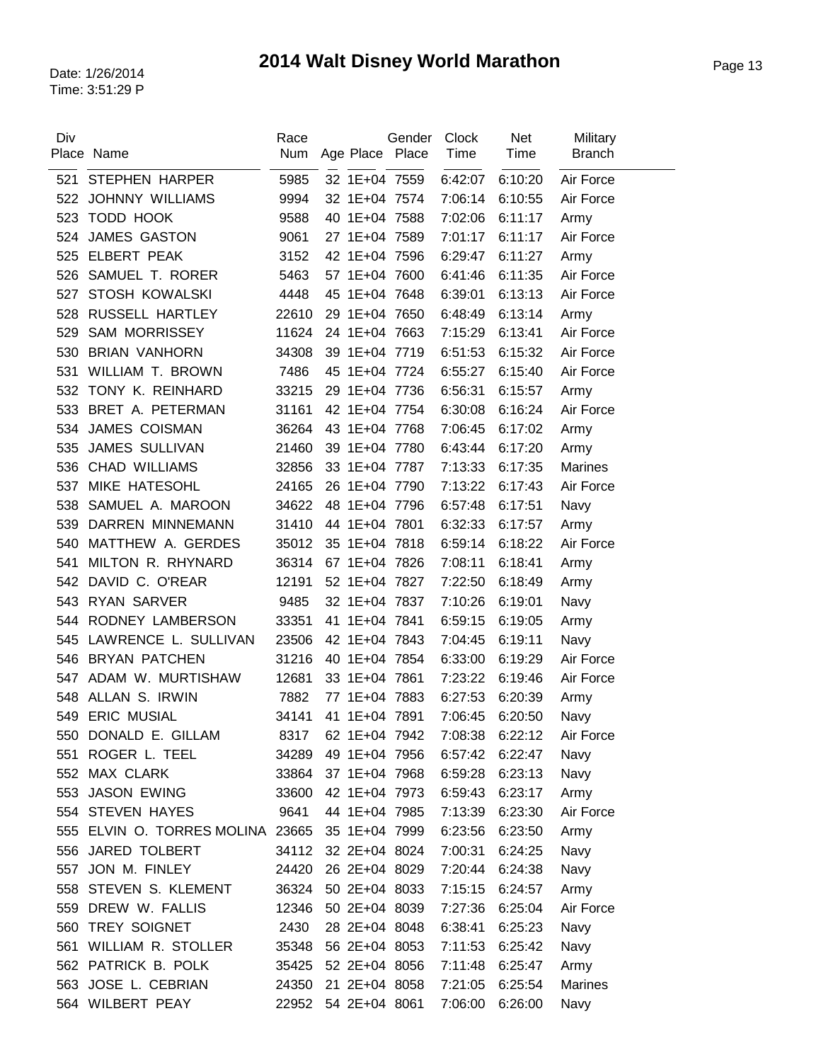# 2014 Walt Disney World Marathon

Date: 1/26/2014
Time: 3:51:29 P

| Div Place | Name | Race Num | Age | Place | Gender Place | Clock Time | Net Time | Military Branch |
|---|---|---|---|---|---|---|---|---|
| 521 | STEPHEN HARPER | 5985 | 32 | 1E+04 | 7559 | 6:42:07 | 6:10:20 | Air Force |
| 522 | JOHNNY WILLIAMS | 9994 | 32 | 1E+04 | 7574 | 7:06:14 | 6:10:55 | Air Force |
| 523 | TODD HOOK | 9588 | 40 | 1E+04 | 7588 | 7:02:06 | 6:11:17 | Army |
| 524 | JAMES GASTON | 9061 | 27 | 1E+04 | 7589 | 7:01:17 | 6:11:17 | Air Force |
| 525 | ELBERT PEAK | 3152 | 42 | 1E+04 | 7596 | 6:29:47 | 6:11:27 | Army |
| 526 | SAMUEL T. RORER | 5463 | 57 | 1E+04 | 7600 | 6:41:46 | 6:11:35 | Air Force |
| 527 | STOSH KOWALSKI | 4448 | 45 | 1E+04 | 7648 | 6:39:01 | 6:13:13 | Air Force |
| 528 | RUSSELL HARTLEY | 22610 | 29 | 1E+04 | 7650 | 6:48:49 | 6:13:14 | Army |
| 529 | SAM MORRISSEY | 11624 | 24 | 1E+04 | 7663 | 7:15:29 | 6:13:41 | Air Force |
| 530 | BRIAN VANHORN | 34308 | 39 | 1E+04 | 7719 | 6:51:53 | 6:15:32 | Air Force |
| 531 | WILLIAM T. BROWN | 7486 | 45 | 1E+04 | 7724 | 6:55:27 | 6:15:40 | Air Force |
| 532 | TONY K. REINHARD | 33215 | 29 | 1E+04 | 7736 | 6:56:31 | 6:15:57 | Army |
| 533 | BRET A. PETERMAN | 31161 | 42 | 1E+04 | 7754 | 6:30:08 | 6:16:24 | Air Force |
| 534 | JAMES COISMAN | 36264 | 43 | 1E+04 | 7768 | 7:06:45 | 6:17:02 | Army |
| 535 | JAMES SULLIVAN | 21460 | 39 | 1E+04 | 7780 | 6:43:44 | 6:17:20 | Army |
| 536 | CHAD WILLIAMS | 32856 | 33 | 1E+04 | 7787 | 7:13:33 | 6:17:35 | Marines |
| 537 | MIKE HATESOHL | 24165 | 26 | 1E+04 | 7790 | 7:13:22 | 6:17:43 | Air Force |
| 538 | SAMUEL A. MAROON | 34622 | 48 | 1E+04 | 7796 | 6:57:48 | 6:17:51 | Navy |
| 539 | DARREN MINNEMANN | 31410 | 44 | 1E+04 | 7801 | 6:32:33 | 6:17:57 | Army |
| 540 | MATTHEW A. GERDES | 35012 | 35 | 1E+04 | 7818 | 6:59:14 | 6:18:22 | Air Force |
| 541 | MILTON R. RHYNARD | 36314 | 67 | 1E+04 | 7826 | 7:08:11 | 6:18:41 | Army |
| 542 | DAVID C. O'REAR | 12191 | 52 | 1E+04 | 7827 | 7:22:50 | 6:18:49 | Army |
| 543 | RYAN SARVER | 9485 | 32 | 1E+04 | 7837 | 7:10:26 | 6:19:01 | Navy |
| 544 | RODNEY LAMBERSON | 33351 | 41 | 1E+04 | 7841 | 6:59:15 | 6:19:05 | Army |
| 545 | LAWRENCE L. SULLIVAN | 23506 | 42 | 1E+04 | 7843 | 7:04:45 | 6:19:11 | Navy |
| 546 | BRYAN PATCHEN | 31216 | 40 | 1E+04 | 7854 | 6:33:00 | 6:19:29 | Air Force |
| 547 | ADAM W. MURTISHAW | 12681 | 33 | 1E+04 | 7861 | 7:23:22 | 6:19:46 | Air Force |
| 548 | ALLAN S. IRWIN | 7882 | 77 | 1E+04 | 7883 | 6:27:53 | 6:20:39 | Army |
| 549 | ERIC MUSIAL | 34141 | 41 | 1E+04 | 7891 | 7:06:45 | 6:20:50 | Navy |
| 550 | DONALD E. GILLAM | 8317 | 62 | 1E+04 | 7942 | 7:08:38 | 6:22:12 | Air Force |
| 551 | ROGER L. TEEL | 34289 | 49 | 1E+04 | 7956 | 6:57:42 | 6:22:47 | Navy |
| 552 | MAX CLARK | 33864 | 37 | 1E+04 | 7968 | 6:59:28 | 6:23:13 | Navy |
| 553 | JASON EWING | 33600 | 42 | 1E+04 | 7973 | 6:59:43 | 6:23:17 | Army |
| 554 | STEVEN HAYES | 9641 | 44 | 1E+04 | 7985 | 7:13:39 | 6:23:30 | Air Force |
| 555 | ELVIN O. TORRES MOLINA | 23665 | 35 | 1E+04 | 7999 | 6:23:56 | 6:23:50 | Army |
| 556 | JARED TOLBERT | 34112 | 32 | 2E+04 | 8024 | 7:00:31 | 6:24:25 | Navy |
| 557 | JON M. FINLEY | 24420 | 26 | 2E+04 | 8029 | 7:20:44 | 6:24:38 | Navy |
| 558 | STEVEN S. KLEMENT | 36324 | 50 | 2E+04 | 8033 | 7:15:15 | 6:24:57 | Army |
| 559 | DREW W. FALLIS | 12346 | 50 | 2E+04 | 8039 | 7:27:36 | 6:25:04 | Air Force |
| 560 | TREY SOIGNET | 2430 | 28 | 2E+04 | 8048 | 6:38:41 | 6:25:23 | Navy |
| 561 | WILLIAM R. STOLLER | 35348 | 56 | 2E+04 | 8053 | 7:11:53 | 6:25:42 | Navy |
| 562 | PATRICK B. POLK | 35425 | 52 | 2E+04 | 8056 | 7:11:48 | 6:25:47 | Army |
| 563 | JOSE L. CEBRIAN | 24350 | 21 | 2E+04 | 8058 | 7:21:05 | 6:25:54 | Marines |
| 564 | WILBERT PEAY | 22952 | 54 | 2E+04 | 8061 | 7:06:00 | 6:26:00 | Navy |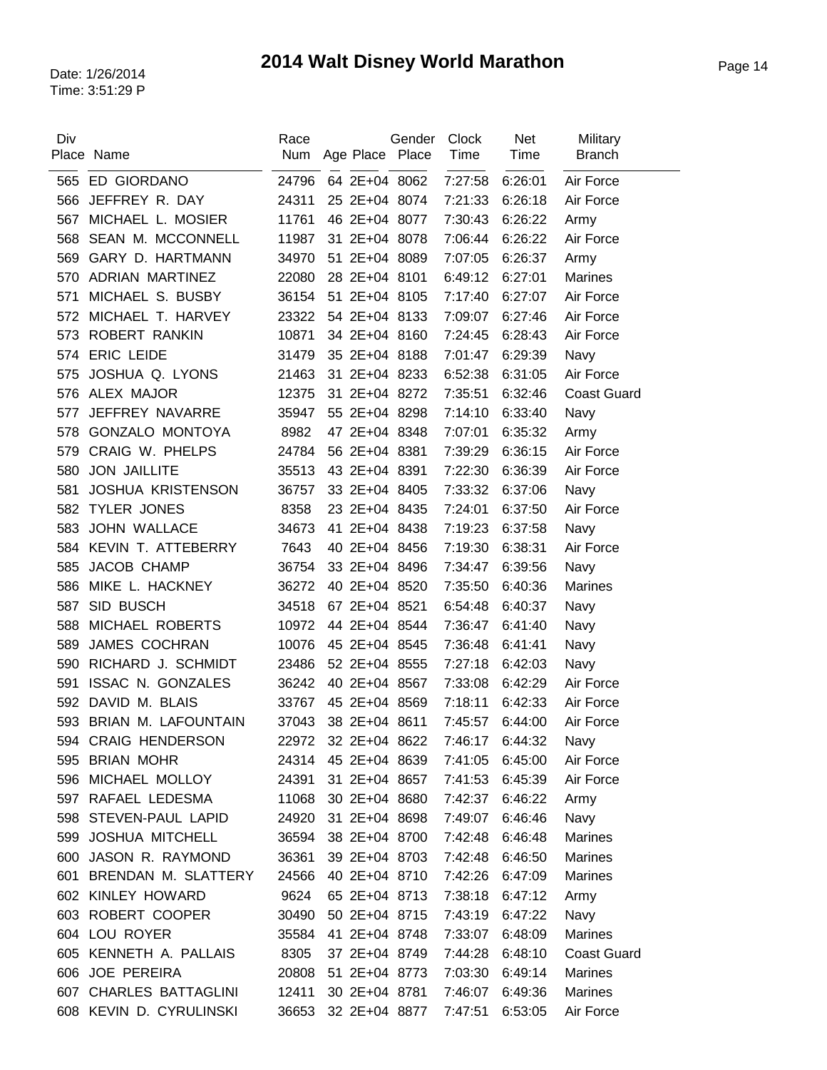# 2014 Walt Disney World Marathon

Date: 1/26/2014
Time: 3:51:29 P

| Div Place | Name | Race Num | Age | Place | Gender Place | Clock Time | Net Time | Military Branch |
|---|---|---|---|---|---|---|---|---|
| 565 | ED GIORDANO | 24796 | 64 | 2E+04 | 8062 | 7:27:58 | 6:26:01 | Air Force |
| 566 | JEFFREY R. DAY | 24311 | 25 | 2E+04 | 8074 | 7:21:33 | 6:26:18 | Air Force |
| 567 | MICHAEL L. MOSIER | 11761 | 46 | 2E+04 | 8077 | 7:30:43 | 6:26:22 | Army |
| 568 | SEAN M. MCCONNELL | 11987 | 31 | 2E+04 | 8078 | 7:06:44 | 6:26:22 | Air Force |
| 569 | GARY D. HARTMANN | 34970 | 51 | 2E+04 | 8089 | 7:07:05 | 6:26:37 | Army |
| 570 | ADRIAN MARTINEZ | 22080 | 28 | 2E+04 | 8101 | 6:49:12 | 6:27:01 | Marines |
| 571 | MICHAEL S. BUSBY | 36154 | 51 | 2E+04 | 8105 | 7:17:40 | 6:27:07 | Air Force |
| 572 | MICHAEL T. HARVEY | 23322 | 54 | 2E+04 | 8133 | 7:09:07 | 6:27:46 | Air Force |
| 573 | ROBERT RANKIN | 10871 | 34 | 2E+04 | 8160 | 7:24:45 | 6:28:43 | Air Force |
| 574 | ERIC LEIDE | 31479 | 35 | 2E+04 | 8188 | 7:01:47 | 6:29:39 | Navy |
| 575 | JOSHUA Q. LYONS | 21463 | 31 | 2E+04 | 8233 | 6:52:38 | 6:31:05 | Air Force |
| 576 | ALEX MAJOR | 12375 | 31 | 2E+04 | 8272 | 7:35:51 | 6:32:46 | Coast Guard |
| 577 | JEFFREY NAVARRE | 35947 | 55 | 2E+04 | 8298 | 7:14:10 | 6:33:40 | Navy |
| 578 | GONZALO MONTOYA | 8982 | 47 | 2E+04 | 8348 | 7:07:01 | 6:35:32 | Army |
| 579 | CRAIG W. PHELPS | 24784 | 56 | 2E+04 | 8381 | 7:39:29 | 6:36:15 | Air Force |
| 580 | JON JAILLITE | 35513 | 43 | 2E+04 | 8391 | 7:22:30 | 6:36:39 | Air Force |
| 581 | JOSHUA KRISTENSON | 36757 | 33 | 2E+04 | 8405 | 7:33:32 | 6:37:06 | Navy |
| 582 | TYLER JONES | 8358 | 23 | 2E+04 | 8435 | 7:24:01 | 6:37:50 | Air Force |
| 583 | JOHN WALLACE | 34673 | 41 | 2E+04 | 8438 | 7:19:23 | 6:37:58 | Navy |
| 584 | KEVIN T. ATTEBERRY | 7643 | 40 | 2E+04 | 8456 | 7:19:30 | 6:38:31 | Air Force |
| 585 | JACOB CHAMP | 36754 | 33 | 2E+04 | 8496 | 7:34:47 | 6:39:56 | Navy |
| 586 | MIKE L. HACKNEY | 36272 | 40 | 2E+04 | 8520 | 7:35:50 | 6:40:36 | Marines |
| 587 | SID BUSCH | 34518 | 67 | 2E+04 | 8521 | 6:54:48 | 6:40:37 | Navy |
| 588 | MICHAEL ROBERTS | 10972 | 44 | 2E+04 | 8544 | 7:36:47 | 6:41:40 | Navy |
| 589 | JAMES COCHRAN | 10076 | 45 | 2E+04 | 8545 | 7:36:48 | 6:41:41 | Navy |
| 590 | RICHARD J. SCHMIDT | 23486 | 52 | 2E+04 | 8555 | 7:27:18 | 6:42:03 | Navy |
| 591 | ISSAC N. GONZALES | 36242 | 40 | 2E+04 | 8567 | 7:33:08 | 6:42:29 | Air Force |
| 592 | DAVID M. BLAIS | 33767 | 45 | 2E+04 | 8569 | 7:18:11 | 6:42:33 | Air Force |
| 593 | BRIAN M. LAFOUNTAIN | 37043 | 38 | 2E+04 | 8611 | 7:45:57 | 6:44:00 | Air Force |
| 594 | CRAIG HENDERSON | 22972 | 32 | 2E+04 | 8622 | 7:46:17 | 6:44:32 | Navy |
| 595 | BRIAN MOHR | 24314 | 45 | 2E+04 | 8639 | 7:41:05 | 6:45:00 | Air Force |
| 596 | MICHAEL MOLLOY | 24391 | 31 | 2E+04 | 8657 | 7:41:53 | 6:45:39 | Air Force |
| 597 | RAFAEL LEDESMA | 11068 | 30 | 2E+04 | 8680 | 7:42:37 | 6:46:22 | Army |
| 598 | STEVEN-PAUL LAPID | 24920 | 31 | 2E+04 | 8698 | 7:49:07 | 6:46:46 | Navy |
| 599 | JOSHUA MITCHELL | 36594 | 38 | 2E+04 | 8700 | 7:42:48 | 6:46:48 | Marines |
| 600 | JASON R. RAYMOND | 36361 | 39 | 2E+04 | 8703 | 7:42:48 | 6:46:50 | Marines |
| 601 | BRENDAN M. SLATTERY | 24566 | 40 | 2E+04 | 8710 | 7:42:26 | 6:47:09 | Marines |
| 602 | KINLEY HOWARD | 9624 | 65 | 2E+04 | 8713 | 7:38:18 | 6:47:12 | Army |
| 603 | ROBERT COOPER | 30490 | 50 | 2E+04 | 8715 | 7:43:19 | 6:47:22 | Navy |
| 604 | LOU ROYER | 35584 | 41 | 2E+04 | 8748 | 7:33:07 | 6:48:09 | Marines |
| 605 | KENNETH A. PALLAIS | 8305 | 37 | 2E+04 | 8749 | 7:44:28 | 6:48:10 | Coast Guard |
| 606 | JOE PEREIRA | 20808 | 51 | 2E+04 | 8773 | 7:03:30 | 6:49:14 | Marines |
| 607 | CHARLES BATTAGLINI | 12411 | 30 | 2E+04 | 8781 | 7:46:07 | 6:49:36 | Marines |
| 608 | KEVIN D. CYRULINSKI | 36653 | 32 | 2E+04 | 8877 | 7:47:51 | 6:53:05 | Air Force |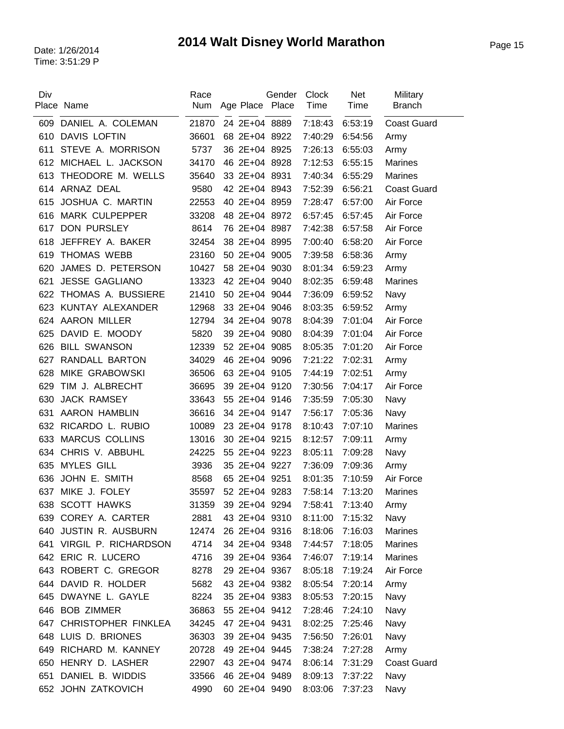# 2014 Walt Disney World Marathon

Date: 1/26/2014
Time: 3:51:29 P

| Div Place | Name | Race Num | Age | Place | Gender Place | Clock Time | Net Time | Military Branch |
|---|---|---|---|---|---|---|---|---|
| 609 | DANIEL A. COLEMAN | 21870 | 24 | 2E+04 | 8889 | 7:18:43 | 6:53:19 | Coast Guard |
| 610 | DAVIS LOFTIN | 36601 | 68 | 2E+04 | 8922 | 7:40:29 | 6:54:56 | Army |
| 611 | STEVE A. MORRISON | 5737 | 36 | 2E+04 | 8925 | 7:26:13 | 6:55:03 | Army |
| 612 | MICHAEL L. JACKSON | 34170 | 46 | 2E+04 | 8928 | 7:12:53 | 6:55:15 | Marines |
| 613 | THEODORE M. WELLS | 35640 | 33 | 2E+04 | 8931 | 7:40:34 | 6:55:29 | Marines |
| 614 | ARNAZ DEAL | 9580 | 42 | 2E+04 | 8943 | 7:52:39 | 6:56:21 | Coast Guard |
| 615 | JOSHUA C. MARTIN | 22553 | 40 | 2E+04 | 8959 | 7:28:47 | 6:57:00 | Air Force |
| 616 | MARK CULPEPPER | 33208 | 48 | 2E+04 | 8972 | 6:57:45 | 6:57:45 | Air Force |
| 617 | DON PURSLEY | 8614 | 76 | 2E+04 | 8987 | 7:42:38 | 6:57:58 | Air Force |
| 618 | JEFFREY A. BAKER | 32454 | 38 | 2E+04 | 8995 | 7:00:40 | 6:58:20 | Air Force |
| 619 | THOMAS WEBB | 23160 | 50 | 2E+04 | 9005 | 7:39:58 | 6:58:36 | Army |
| 620 | JAMES D. PETERSON | 10427 | 58 | 2E+04 | 9030 | 8:01:34 | 6:59:23 | Army |
| 621 | JESSE GAGLIANO | 13323 | 42 | 2E+04 | 9040 | 8:02:35 | 6:59:48 | Marines |
| 622 | THOMAS A. BUSSIERE | 21410 | 50 | 2E+04 | 9044 | 7:36:09 | 6:59:52 | Navy |
| 623 | KUNTAY ALEXANDER | 12968 | 33 | 2E+04 | 9046 | 8:03:35 | 6:59:52 | Army |
| 624 | AARON MILLER | 12794 | 34 | 2E+04 | 9078 | 8:04:39 | 7:01:04 | Air Force |
| 625 | DAVID E. MOODY | 5820 | 39 | 2E+04 | 9080 | 8:04:39 | 7:01:04 | Air Force |
| 626 | BILL SWANSON | 12339 | 52 | 2E+04 | 9085 | 8:05:35 | 7:01:20 | Air Force |
| 627 | RANDALL BARTON | 34029 | 46 | 2E+04 | 9096 | 7:21:22 | 7:02:31 | Army |
| 628 | MIKE GRABOWSKI | 36506 | 63 | 2E+04 | 9105 | 7:44:19 | 7:02:51 | Army |
| 629 | TIM J. ALBRECHT | 36695 | 39 | 2E+04 | 9120 | 7:30:56 | 7:04:17 | Air Force |
| 630 | JACK RAMSEY | 33643 | 55 | 2E+04 | 9146 | 7:35:59 | 7:05:30 | Navy |
| 631 | AARON HAMBLIN | 36616 | 34 | 2E+04 | 9147 | 7:56:17 | 7:05:36 | Navy |
| 632 | RICARDO L. RUBIO | 10089 | 23 | 2E+04 | 9178 | 8:10:43 | 7:07:10 | Marines |
| 633 | MARCUS COLLINS | 13016 | 30 | 2E+04 | 9215 | 8:12:57 | 7:09:11 | Army |
| 634 | CHRIS V. ABBUHL | 24225 | 55 | 2E+04 | 9223 | 8:05:11 | 7:09:28 | Navy |
| 635 | MYLES GILL | 3936 | 35 | 2E+04 | 9227 | 7:36:09 | 7:09:36 | Army |
| 636 | JOHN E. SMITH | 8568 | 65 | 2E+04 | 9251 | 8:01:35 | 7:10:59 | Air Force |
| 637 | MIKE J. FOLEY | 35597 | 52 | 2E+04 | 9283 | 7:58:14 | 7:13:20 | Marines |
| 638 | SCOTT HAWKS | 31359 | 39 | 2E+04 | 9294 | 7:58:41 | 7:13:40 | Army |
| 639 | COREY A. CARTER | 2881 | 43 | 2E+04 | 9310 | 8:11:00 | 7:15:32 | Navy |
| 640 | JUSTIN R. AUSBURN | 12474 | 26 | 2E+04 | 9316 | 8:18:06 | 7:16:03 | Marines |
| 641 | VIRGIL P. RICHARDSON | 4714 | 34 | 2E+04 | 9348 | 7:44:57 | 7:18:05 | Marines |
| 642 | ERIC R. LUCERO | 4716 | 39 | 2E+04 | 9364 | 7:46:07 | 7:19:14 | Marines |
| 643 | ROBERT C. GREGOR | 8278 | 29 | 2E+04 | 9367 | 8:05:18 | 7:19:24 | Air Force |
| 644 | DAVID R. HOLDER | 5682 | 43 | 2E+04 | 9382 | 8:05:54 | 7:20:14 | Army |
| 645 | DWAYNE L. GAYLE | 8224 | 35 | 2E+04 | 9383 | 8:05:53 | 7:20:15 | Navy |
| 646 | BOB ZIMMER | 36863 | 55 | 2E+04 | 9412 | 7:28:46 | 7:24:10 | Navy |
| 647 | CHRISTOPHER FINKLEA | 34245 | 47 | 2E+04 | 9431 | 8:02:25 | 7:25:46 | Navy |
| 648 | LUIS D. BRIONES | 36303 | 39 | 2E+04 | 9435 | 7:56:50 | 7:26:01 | Navy |
| 649 | RICHARD M. KANNEY | 20728 | 49 | 2E+04 | 9445 | 7:38:24 | 7:27:28 | Army |
| 650 | HENRY D. LASHER | 22907 | 43 | 2E+04 | 9474 | 8:06:14 | 7:31:29 | Coast Guard |
| 651 | DANIEL B. WIDDIS | 33566 | 46 | 2E+04 | 9489 | 8:09:13 | 7:37:22 | Navy |
| 652 | JOHN ZATKOVICH | 4990 | 60 | 2E+04 | 9490 | 8:03:06 | 7:37:23 | Navy |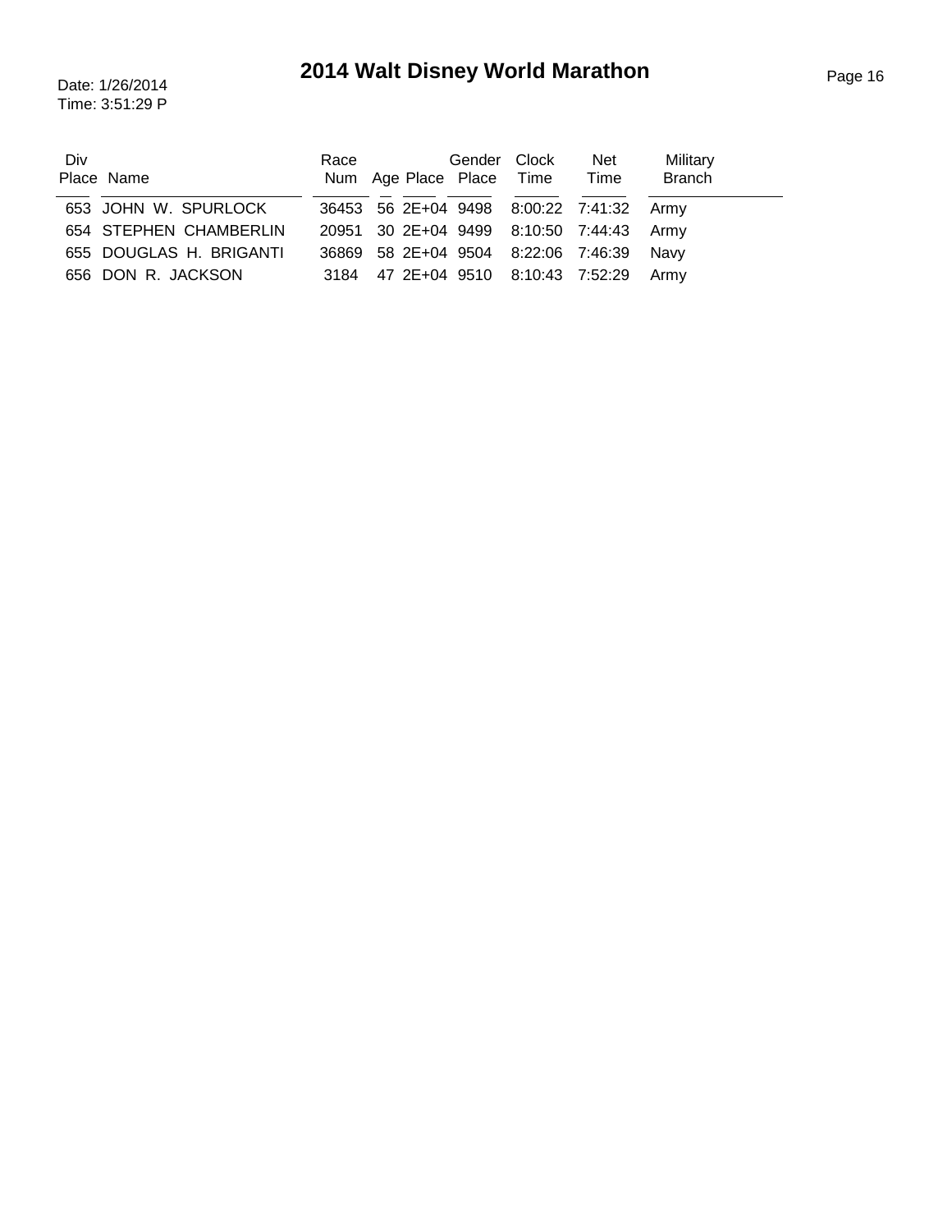# 2014 Walt Disney World Marathon

Date: 1/26/2014
Time: 3:51:29 P

| Div Place | Name | Race Num | Age | Place | Gender Place | Clock Time | Net Time | Military Branch |
|---|---|---|---|---|---|---|---|---|
| 653 | JOHN W. SPURLOCK | 36453 | 56 | 2E+04 | 9498 | 8:00:22 | 7:41:32 | Army |
| 654 | STEPHEN CHAMBERLIN | 20951 | 30 | 2E+04 | 9499 | 8:10:50 | 7:44:43 | Army |
| 655 | DOUGLAS H. BRIGANTI | 36869 | 58 | 2E+04 | 9504 | 8:22:06 | 7:46:39 | Navy |
| 656 | DON R. JACKSON | 3184 | 47 | 2E+04 | 9510 | 8:10:43 | 7:52:29 | Army |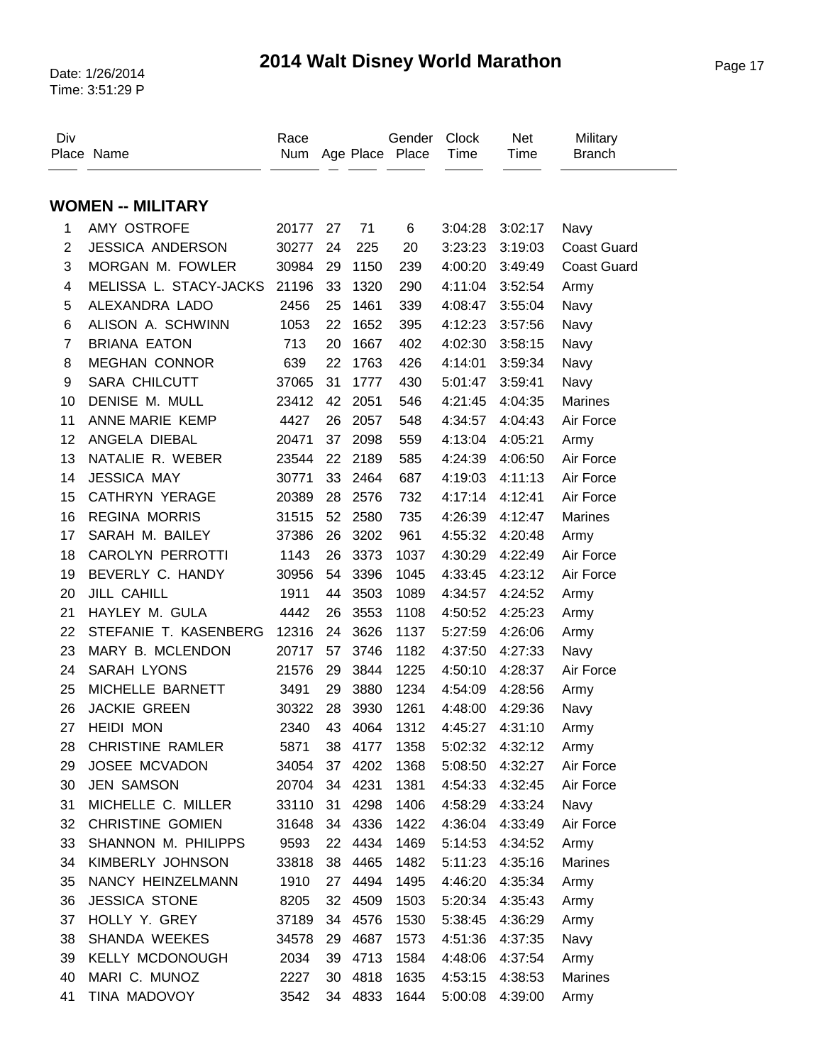# 2014 Walt Disney World Marathon

Date: 1/26/2014
Time: 3:51:29 P

## WOMEN -- MILITARY

| Div Place | Name | Race Num | Age | Place | Gender Place | Clock Time | Net Time | Military Branch |
|---|---|---|---|---|---|---|---|---|
| 1 | AMY OSTROFE | 20177 | 27 | 71 | 6 | 3:04:28 | 3:02:17 | Navy |
| 2 | JESSICA ANDERSON | 30277 | 24 | 225 | 20 | 3:23:23 | 3:19:03 | Coast Guard |
| 3 | MORGAN M. FOWLER | 30984 | 29 | 1150 | 239 | 4:00:20 | 3:49:49 | Coast Guard |
| 4 | MELISSA L. STACY-JACKS | 21196 | 33 | 1320 | 290 | 4:11:04 | 3:52:54 | Army |
| 5 | ALEXANDRA LADO | 2456 | 25 | 1461 | 339 | 4:08:47 | 3:55:04 | Navy |
| 6 | ALISON A. SCHWINN | 1053 | 22 | 1652 | 395 | 4:12:23 | 3:57:56 | Navy |
| 7 | BRIANA EATON | 713 | 20 | 1667 | 402 | 4:02:30 | 3:58:15 | Navy |
| 8 | MEGHAN CONNOR | 639 | 22 | 1763 | 426 | 4:14:01 | 3:59:34 | Navy |
| 9 | SARA CHILCUTT | 37065 | 31 | 1777 | 430 | 5:01:47 | 3:59:41 | Navy |
| 10 | DENISE M. MULL | 23412 | 42 | 2051 | 546 | 4:21:45 | 4:04:35 | Marines |
| 11 | ANNE MARIE KEMP | 4427 | 26 | 2057 | 548 | 4:34:57 | 4:04:43 | Air Force |
| 12 | ANGELA DIEBAL | 20471 | 37 | 2098 | 559 | 4:13:04 | 4:05:21 | Army |
| 13 | NATALIE R. WEBER | 23544 | 22 | 2189 | 585 | 4:24:39 | 4:06:50 | Air Force |
| 14 | JESSICA MAY | 30771 | 33 | 2464 | 687 | 4:19:03 | 4:11:13 | Air Force |
| 15 | CATHRYN YERAGE | 20389 | 28 | 2576 | 732 | 4:17:14 | 4:12:41 | Air Force |
| 16 | REGINA MORRIS | 31515 | 52 | 2580 | 735 | 4:26:39 | 4:12:47 | Marines |
| 17 | SARAH M. BAILEY | 37386 | 26 | 3202 | 961 | 4:55:32 | 4:20:48 | Army |
| 18 | CAROLYN PERROTTI | 1143 | 26 | 3373 | 1037 | 4:30:29 | 4:22:49 | Air Force |
| 19 | BEVERLY C. HANDY | 30956 | 54 | 3396 | 1045 | 4:33:45 | 4:23:12 | Air Force |
| 20 | JILL CAHILL | 1911 | 44 | 3503 | 1089 | 4:34:57 | 4:24:52 | Army |
| 21 | HAYLEY M. GULA | 4442 | 26 | 3553 | 1108 | 4:50:52 | 4:25:23 | Army |
| 22 | STEFANIE T. KASENBERG | 12316 | 24 | 3626 | 1137 | 5:27:59 | 4:26:06 | Army |
| 23 | MARY B. MCLENDON | 20717 | 57 | 3746 | 1182 | 4:37:50 | 4:27:33 | Navy |
| 24 | SARAH LYONS | 21576 | 29 | 3844 | 1225 | 4:50:10 | 4:28:37 | Air Force |
| 25 | MICHELLE BARNETT | 3491 | 29 | 3880 | 1234 | 4:54:09 | 4:28:56 | Army |
| 26 | JACKIE GREEN | 30322 | 28 | 3930 | 1261 | 4:48:00 | 4:29:36 | Navy |
| 27 | HEIDI MON | 2340 | 43 | 4064 | 1312 | 4:45:27 | 4:31:10 | Army |
| 28 | CHRISTINE RAMLER | 5871 | 38 | 4177 | 1358 | 5:02:32 | 4:32:12 | Army |
| 29 | JOSEE MCVADON | 34054 | 37 | 4202 | 1368 | 5:08:50 | 4:32:27 | Air Force |
| 30 | JEN SAMSON | 20704 | 34 | 4231 | 1381 | 4:54:33 | 4:32:45 | Air Force |
| 31 | MICHELLE C. MILLER | 33110 | 31 | 4298 | 1406 | 4:58:29 | 4:33:24 | Navy |
| 32 | CHRISTINE GOMIEN | 31648 | 34 | 4336 | 1422 | 4:36:04 | 4:33:49 | Air Force |
| 33 | SHANNON M. PHILIPPS | 9593 | 22 | 4434 | 1469 | 5:14:53 | 4:34:52 | Army |
| 34 | KIMBERLY JOHNSON | 33818 | 38 | 4465 | 1482 | 5:11:23 | 4:35:16 | Marines |
| 35 | NANCY HEINZELMANN | 1910 | 27 | 4494 | 1495 | 4:46:20 | 4:35:34 | Army |
| 36 | JESSICA STONE | 8205 | 32 | 4509 | 1503 | 5:20:34 | 4:35:43 | Army |
| 37 | HOLLY Y. GREY | 37189 | 34 | 4576 | 1530 | 5:38:45 | 4:36:29 | Army |
| 38 | SHANDA WEEKES | 34578 | 29 | 4687 | 1573 | 4:51:36 | 4:37:35 | Navy |
| 39 | KELLY MCDONOUGH | 2034 | 39 | 4713 | 1584 | 4:48:06 | 4:37:54 | Army |
| 40 | MARI C. MUNOZ | 2227 | 30 | 4818 | 1635 | 4:53:15 | 4:38:53 | Marines |
| 41 | TINA MADOVOY | 3542 | 34 | 4833 | 1644 | 5:00:08 | 4:39:00 | Army |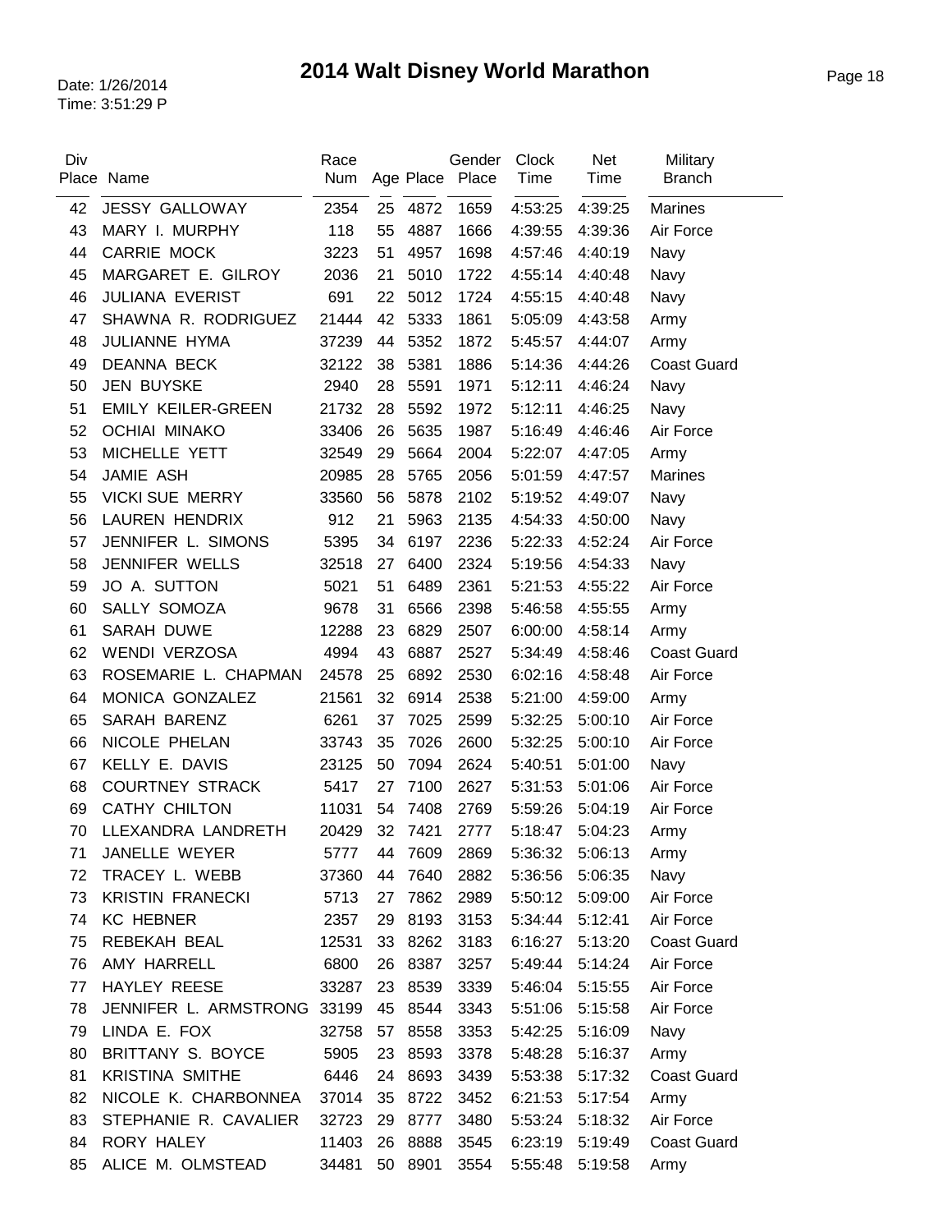# 2014 Walt Disney World Marathon

Date: 1/26/2014
Time: 3:51:29 P

| Div Place | Name | Race Num | Age | Place | Gender Place | Clock Time | Net Time | Military Branch |
|---|---|---|---|---|---|---|---|---|
| 42 | JESSY GALLOWAY | 2354 | 25 | 4872 | 1659 | 4:53:25 | 4:39:25 | Marines |
| 43 | MARY I. MURPHY | 118 | 55 | 4887 | 1666 | 4:39:55 | 4:39:36 | Air Force |
| 44 | CARRIE MOCK | 3223 | 51 | 4957 | 1698 | 4:57:46 | 4:40:19 | Navy |
| 45 | MARGARET E. GILROY | 2036 | 21 | 5010 | 1722 | 4:55:14 | 4:40:48 | Navy |
| 46 | JULIANA EVERIST | 691 | 22 | 5012 | 1724 | 4:55:15 | 4:40:48 | Navy |
| 47 | SHAWNA R. RODRIGUEZ | 21444 | 42 | 5333 | 1861 | 5:05:09 | 4:43:58 | Army |
| 48 | JULIANNE HYMA | 37239 | 44 | 5352 | 1872 | 5:45:57 | 4:44:07 | Army |
| 49 | DEANNA BECK | 32122 | 38 | 5381 | 1886 | 5:14:36 | 4:44:26 | Coast Guard |
| 50 | JEN BUYSKE | 2940 | 28 | 5591 | 1971 | 5:12:11 | 4:46:24 | Navy |
| 51 | EMILY KEILER-GREEN | 21732 | 28 | 5592 | 1972 | 5:12:11 | 4:46:25 | Navy |
| 52 | OCHIAI MINAKO | 33406 | 26 | 5635 | 1987 | 5:16:49 | 4:46:46 | Air Force |
| 53 | MICHELLE YETT | 32549 | 29 | 5664 | 2004 | 5:22:07 | 4:47:05 | Army |
| 54 | JAMIE ASH | 20985 | 28 | 5765 | 2056 | 5:01:59 | 4:47:57 | Marines |
| 55 | VICKI SUE MERRY | 33560 | 56 | 5878 | 2102 | 5:19:52 | 4:49:07 | Navy |
| 56 | LAUREN HENDRIX | 912 | 21 | 5963 | 2135 | 4:54:33 | 4:50:00 | Navy |
| 57 | JENNIFER L. SIMONS | 5395 | 34 | 6197 | 2236 | 5:22:33 | 4:52:24 | Air Force |
| 58 | JENNIFER WELLS | 32518 | 27 | 6400 | 2324 | 5:19:56 | 4:54:33 | Navy |
| 59 | JO A. SUTTON | 5021 | 51 | 6489 | 2361 | 5:21:53 | 4:55:22 | Air Force |
| 60 | SALLY SOMOZA | 9678 | 31 | 6566 | 2398 | 5:46:58 | 4:55:55 | Army |
| 61 | SARAH DUWE | 12288 | 23 | 6829 | 2507 | 6:00:00 | 4:58:14 | Army |
| 62 | WENDI VERZOSA | 4994 | 43 | 6887 | 2527 | 5:34:49 | 4:58:46 | Coast Guard |
| 63 | ROSEMARIE L. CHAPMAN | 24578 | 25 | 6892 | 2530 | 6:02:16 | 4:58:48 | Air Force |
| 64 | MONICA GONZALEZ | 21561 | 32 | 6914 | 2538 | 5:21:00 | 4:59:00 | Army |
| 65 | SARAH BARENZ | 6261 | 37 | 7025 | 2599 | 5:32:25 | 5:00:10 | Air Force |
| 66 | NICOLE PHELAN | 33743 | 35 | 7026 | 2600 | 5:32:25 | 5:00:10 | Air Force |
| 67 | KELLY E. DAVIS | 23125 | 50 | 7094 | 2624 | 5:40:51 | 5:01:00 | Navy |
| 68 | COURTNEY STRACK | 5417 | 27 | 7100 | 2627 | 5:31:53 | 5:01:06 | Air Force |
| 69 | CATHY CHILTON | 11031 | 54 | 7408 | 2769 | 5:59:26 | 5:04:19 | Air Force |
| 70 | LLEXANDRA LANDRETH | 20429 | 32 | 7421 | 2777 | 5:18:47 | 5:04:23 | Army |
| 71 | JANELLE WEYER | 5777 | 44 | 7609 | 2869 | 5:36:32 | 5:06:13 | Army |
| 72 | TRACEY L. WEBB | 37360 | 44 | 7640 | 2882 | 5:36:56 | 5:06:35 | Navy |
| 73 | KRISTIN FRANECKI | 5713 | 27 | 7862 | 2989 | 5:50:12 | 5:09:00 | Air Force |
| 74 | KC HEBNER | 2357 | 29 | 8193 | 3153 | 5:34:44 | 5:12:41 | Air Force |
| 75 | REBEKAH BEAL | 12531 | 33 | 8262 | 3183 | 6:16:27 | 5:13:20 | Coast Guard |
| 76 | AMY HARRELL | 6800 | 26 | 8387 | 3257 | 5:49:44 | 5:14:24 | Air Force |
| 77 | HAYLEY REESE | 33287 | 23 | 8539 | 3339 | 5:46:04 | 5:15:55 | Air Force |
| 78 | JENNIFER L. ARMSTRONG | 33199 | 45 | 8544 | 3343 | 5:51:06 | 5:15:58 | Air Force |
| 79 | LINDA E. FOX | 32758 | 57 | 8558 | 3353 | 5:42:25 | 5:16:09 | Navy |
| 80 | BRITTANY S. BOYCE | 5905 | 23 | 8593 | 3378 | 5:48:28 | 5:16:37 | Army |
| 81 | KRISTINA SMITHE | 6446 | 24 | 8693 | 3439 | 5:53:38 | 5:17:32 | Coast Guard |
| 82 | NICOLE K. CHARBONNEA | 37014 | 35 | 8722 | 3452 | 6:21:53 | 5:17:54 | Army |
| 83 | STEPHANIE R. CAVALIER | 32723 | 29 | 8777 | 3480 | 5:53:24 | 5:18:32 | Air Force |
| 84 | RORY HALEY | 11403 | 26 | 8888 | 3545 | 6:23:19 | 5:19:49 | Coast Guard |
| 85 | ALICE M. OLMSTEAD | 34481 | 50 | 8901 | 3554 | 5:55:48 | 5:19:58 | Army |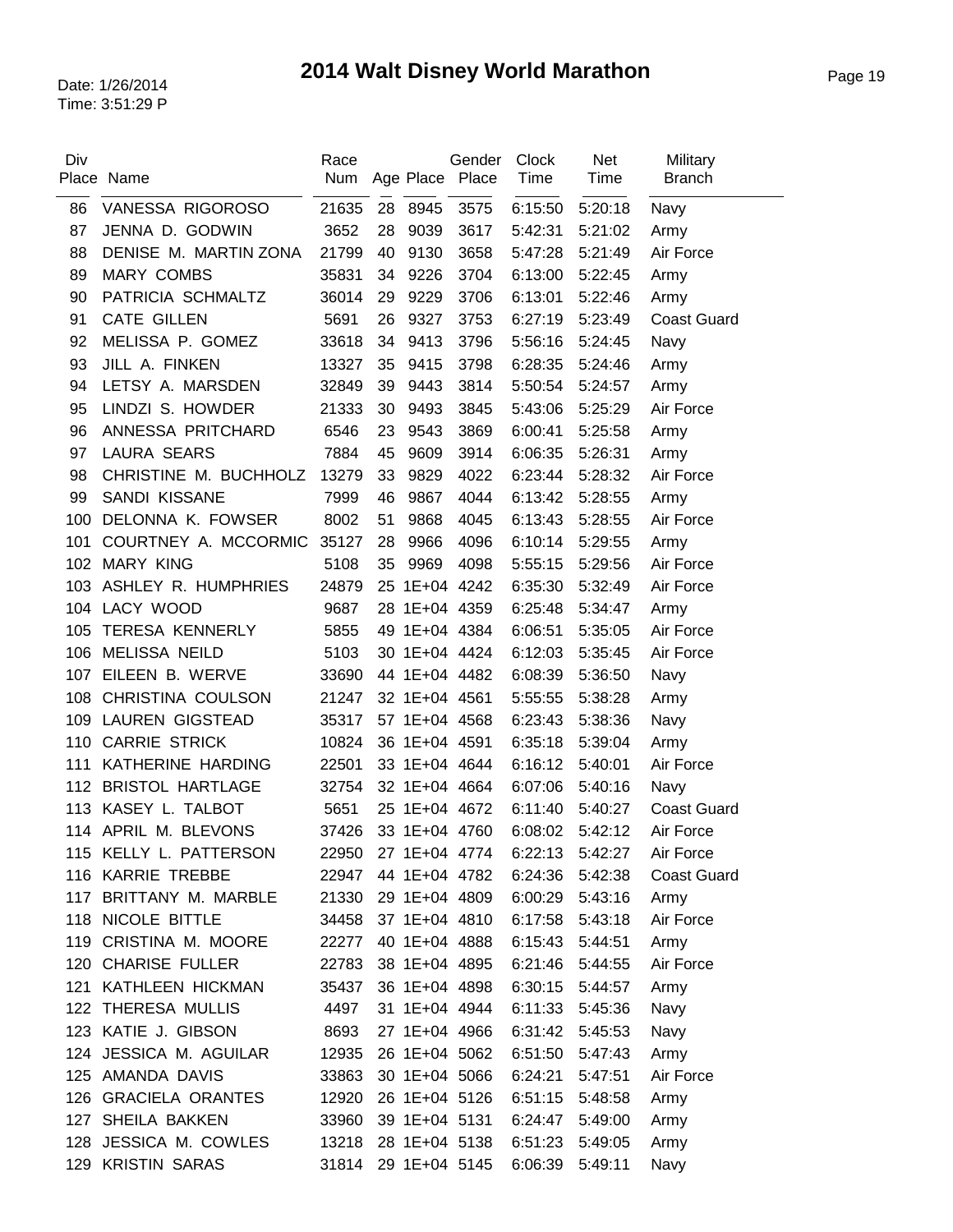# 2014 Walt Disney World Marathon

Date: 1/26/2014
Time: 3:51:29 P

| Div Place | Name | Race Num | Age | Place | Gender Place | Clock Time | Net Time | Military Branch |
|---|---|---|---|---|---|---|---|---|
| 86 | VANESSA RIGOROSO | 21635 | 28 | 8945 | 3575 | 6:15:50 | 5:20:18 | Navy |
| 87 | JENNA D. GODWIN | 3652 | 28 | 9039 | 3617 | 5:42:31 | 5:21:02 | Army |
| 88 | DENISE M. MARTIN ZONA | 21799 | 40 | 9130 | 3658 | 5:47:28 | 5:21:49 | Air Force |
| 89 | MARY COMBS | 35831 | 34 | 9226 | 3704 | 6:13:00 | 5:22:45 | Army |
| 90 | PATRICIA SCHMALTZ | 36014 | 29 | 9229 | 3706 | 6:13:01 | 5:22:46 | Army |
| 91 | CATE GILLEN | 5691 | 26 | 9327 | 3753 | 6:27:19 | 5:23:49 | Coast Guard |
| 92 | MELISSA P. GOMEZ | 33618 | 34 | 9413 | 3796 | 5:56:16 | 5:24:45 | Navy |
| 93 | JILL A. FINKEN | 13327 | 35 | 9415 | 3798 | 6:28:35 | 5:24:46 | Army |
| 94 | LETSY A. MARSDEN | 32849 | 39 | 9443 | 3814 | 5:50:54 | 5:24:57 | Army |
| 95 | LINDZI S. HOWDER | 21333 | 30 | 9493 | 3845 | 5:43:06 | 5:25:29 | Air Force |
| 96 | ANNESSA PRITCHARD | 6546 | 23 | 9543 | 3869 | 6:00:41 | 5:25:58 | Army |
| 97 | LAURA SEARS | 7884 | 45 | 9609 | 3914 | 6:06:35 | 5:26:31 | Army |
| 98 | CHRISTINE M. BUCHHOLZ | 13279 | 33 | 9829 | 4022 | 6:23:44 | 5:28:32 | Air Force |
| 99 | SANDI KISSANE | 7999 | 46 | 9867 | 4044 | 6:13:42 | 5:28:55 | Army |
| 100 | DELONNA K. FOWSER | 8002 | 51 | 9868 | 4045 | 6:13:43 | 5:28:55 | Air Force |
| 101 | COURTNEY A. MCCORMIC | 35127 | 28 | 9966 | 4096 | 6:10:14 | 5:29:55 | Army |
| 102 | MARY KING | 5108 | 35 | 9969 | 4098 | 5:55:15 | 5:29:56 | Air Force |
| 103 | ASHLEY R. HUMPHRIES | 24879 | 25 | 1E+04 | 4242 | 6:35:30 | 5:32:49 | Air Force |
| 104 | LACY WOOD | 9687 | 28 | 1E+04 | 4359 | 6:25:48 | 5:34:47 | Army |
| 105 | TERESA KENNERLY | 5855 | 49 | 1E+04 | 4384 | 6:06:51 | 5:35:05 | Air Force |
| 106 | MELISSA NEILD | 5103 | 30 | 1E+04 | 4424 | 6:12:03 | 5:35:45 | Air Force |
| 107 | EILEEN B. WERVE | 33690 | 44 | 1E+04 | 4482 | 6:08:39 | 5:36:50 | Navy |
| 108 | CHRISTINA COULSON | 21247 | 32 | 1E+04 | 4561 | 5:55:55 | 5:38:28 | Army |
| 109 | LAUREN GIGSTEAD | 35317 | 57 | 1E+04 | 4568 | 6:23:43 | 5:38:36 | Navy |
| 110 | CARRIE STRICK | 10824 | 36 | 1E+04 | 4591 | 6:35:18 | 5:39:04 | Army |
| 111 | KATHERINE HARDING | 22501 | 33 | 1E+04 | 4644 | 6:16:12 | 5:40:01 | Air Force |
| 112 | BRISTOL HARTLAGE | 32754 | 32 | 1E+04 | 4664 | 6:07:06 | 5:40:16 | Navy |
| 113 | KASEY L. TALBOT | 5651 | 25 | 1E+04 | 4672 | 6:11:40 | 5:40:27 | Coast Guard |
| 114 | APRIL M. BLEVONS | 37426 | 33 | 1E+04 | 4760 | 6:08:02 | 5:42:12 | Air Force |
| 115 | KELLY L. PATTERSON | 22950 | 27 | 1E+04 | 4774 | 6:22:13 | 5:42:27 | Air Force |
| 116 | KARRIE TREBBE | 22947 | 44 | 1E+04 | 4782 | 6:24:36 | 5:42:38 | Coast Guard |
| 117 | BRITTANY M. MARBLE | 21330 | 29 | 1E+04 | 4809 | 6:00:29 | 5:43:16 | Army |
| 118 | NICOLE BITTLE | 34458 | 37 | 1E+04 | 4810 | 6:17:58 | 5:43:18 | Air Force |
| 119 | CRISTINA M. MOORE | 22277 | 40 | 1E+04 | 4888 | 6:15:43 | 5:44:51 | Army |
| 120 | CHARISE FULLER | 22783 | 38 | 1E+04 | 4895 | 6:21:46 | 5:44:55 | Air Force |
| 121 | KATHLEEN HICKMAN | 35437 | 36 | 1E+04 | 4898 | 6:30:15 | 5:44:57 | Army |
| 122 | THERESA MULLIS | 4497 | 31 | 1E+04 | 4944 | 6:11:33 | 5:45:36 | Navy |
| 123 | KATIE J. GIBSON | 8693 | 27 | 1E+04 | 4966 | 6:31:42 | 5:45:53 | Navy |
| 124 | JESSICA M. AGUILAR | 12935 | 26 | 1E+04 | 5062 | 6:51:50 | 5:47:43 | Army |
| 125 | AMANDA DAVIS | 33863 | 30 | 1E+04 | 5066 | 6:24:21 | 5:47:51 | Air Force |
| 126 | GRACIELA ORANTES | 12920 | 26 | 1E+04 | 5126 | 6:51:15 | 5:48:58 | Army |
| 127 | SHEILA BAKKEN | 33960 | 39 | 1E+04 | 5131 | 6:24:47 | 5:49:00 | Army |
| 128 | JESSICA M. COWLES | 13218 | 28 | 1E+04 | 5138 | 6:51:23 | 5:49:05 | Army |
| 129 | KRISTIN SARAS | 31814 | 29 | 1E+04 | 5145 | 6:06:39 | 5:49:11 | Navy |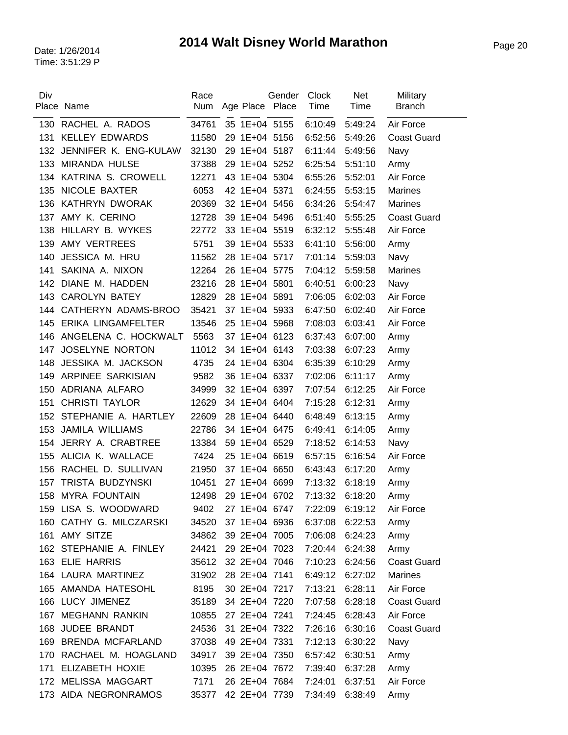# 2014 Walt Disney World Marathon

Date: 1/26/2014
Time: 3:51:29 P

| Div Place | Name | Race Num | Age | Place | Gender Place | Clock Time | Net Time | Military Branch |
|---|---|---|---|---|---|---|---|---|
| 130 | RACHEL A. RADOS | 34761 | 35 | 1E+04 | 5155 | 6:10:49 | 5:49:24 | Air Force |
| 131 | KELLEY EDWARDS | 11580 | 29 | 1E+04 | 5156 | 6:52:56 | 5:49:26 | Coast Guard |
| 132 | JENNIFER K. ENG-KULAW | 32130 | 29 | 1E+04 | 5187 | 6:11:44 | 5:49:56 | Navy |
| 133 | MIRANDA HULSE | 37388 | 29 | 1E+04 | 5252 | 6:25:54 | 5:51:10 | Army |
| 134 | KATRINA S. CROWELL | 12271 | 43 | 1E+04 | 5304 | 6:55:26 | 5:52:01 | Air Force |
| 135 | NICOLE BAXTER | 6053 | 42 | 1E+04 | 5371 | 6:24:55 | 5:53:15 | Marines |
| 136 | KATHRYN DWORAK | 20369 | 32 | 1E+04 | 5456 | 6:34:26 | 5:54:47 | Marines |
| 137 | AMY K. CERINO | 12728 | 39 | 1E+04 | 5496 | 6:51:40 | 5:55:25 | Coast Guard |
| 138 | HILLARY B. WYKES | 22772 | 33 | 1E+04 | 5519 | 6:32:12 | 5:55:48 | Air Force |
| 139 | AMY VERTREES | 5751 | 39 | 1E+04 | 5533 | 6:41:10 | 5:56:00 | Army |
| 140 | JESSICA M. HRU | 11562 | 28 | 1E+04 | 5717 | 7:01:14 | 5:59:03 | Navy |
| 141 | SAKINA A. NIXON | 12264 | 26 | 1E+04 | 5775 | 7:04:12 | 5:59:58 | Marines |
| 142 | DIANE M. HADDEN | 23216 | 28 | 1E+04 | 5801 | 6:40:51 | 6:00:23 | Navy |
| 143 | CAROLYN BATEY | 12829 | 28 | 1E+04 | 5891 | 7:06:05 | 6:02:03 | Air Force |
| 144 | CATHERYN ADAMS-BROO | 35421 | 37 | 1E+04 | 5933 | 6:47:50 | 6:02:40 | Air Force |
| 145 | ERIKA LINGAMFELTER | 13546 | 25 | 1E+04 | 5968 | 7:08:03 | 6:03:41 | Air Force |
| 146 | ANGELENA C. HOCKWALT | 5563 | 37 | 1E+04 | 6123 | 6:37:43 | 6:07:00 | Army |
| 147 | JOSELYNE NORTON | 11012 | 34 | 1E+04 | 6143 | 7:03:38 | 6:07:23 | Army |
| 148 | JESSIKA M. JACKSON | 4735 | 24 | 1E+04 | 6304 | 6:35:39 | 6:10:29 | Army |
| 149 | ARPINEE SARKISIAN | 9582 | 36 | 1E+04 | 6337 | 7:02:06 | 6:11:17 | Army |
| 150 | ADRIANA ALFARO | 34999 | 32 | 1E+04 | 6397 | 7:07:54 | 6:12:25 | Air Force |
| 151 | CHRISTI TAYLOR | 12629 | 34 | 1E+04 | 6404 | 7:15:28 | 6:12:31 | Army |
| 152 | STEPHANIE A. HARTLEY | 22609 | 28 | 1E+04 | 6440 | 6:48:49 | 6:13:15 | Army |
| 153 | JAMILA WILLIAMS | 22786 | 34 | 1E+04 | 6475 | 6:49:41 | 6:14:05 | Army |
| 154 | JERRY A. CRABTREE | 13384 | 59 | 1E+04 | 6529 | 7:18:52 | 6:14:53 | Navy |
| 155 | ALICIA K. WALLACE | 7424 | 25 | 1E+04 | 6619 | 6:57:15 | 6:16:54 | Air Force |
| 156 | RACHEL D. SULLIVAN | 21950 | 37 | 1E+04 | 6650 | 6:43:43 | 6:17:20 | Army |
| 157 | TRISTA BUDZYNSKI | 10451 | 27 | 1E+04 | 6699 | 7:13:32 | 6:18:19 | Army |
| 158 | MYRA FOUNTAIN | 12498 | 29 | 1E+04 | 6702 | 7:13:32 | 6:18:20 | Army |
| 159 | LISA S. WOODWARD | 9402 | 27 | 1E+04 | 6747 | 7:22:09 | 6:19:12 | Air Force |
| 160 | CATHY G. MILCZARSKI | 34520 | 37 | 1E+04 | 6936 | 6:37:08 | 6:22:53 | Army |
| 161 | AMY SITZE | 34862 | 39 | 2E+04 | 7005 | 7:06:08 | 6:24:23 | Army |
| 162 | STEPHANIE A. FINLEY | 24421 | 29 | 2E+04 | 7023 | 7:20:44 | 6:24:38 | Army |
| 163 | ELIE HARRIS | 35612 | 32 | 2E+04 | 7046 | 7:10:23 | 6:24:56 | Coast Guard |
| 164 | LAURA MARTINEZ | 31902 | 28 | 2E+04 | 7141 | 6:49:12 | 6:27:02 | Marines |
| 165 | AMANDA HATESOHL | 8195 | 30 | 2E+04 | 7217 | 7:13:21 | 6:28:11 | Air Force |
| 166 | LUCY JIMENEZ | 35189 | 34 | 2E+04 | 7220 | 7:07:58 | 6:28:18 | Coast Guard |
| 167 | MEGHANN RANKIN | 10855 | 27 | 2E+04 | 7241 | 7:24:45 | 6:28:43 | Air Force |
| 168 | JUDEE BRANDT | 24536 | 31 | 2E+04 | 7322 | 7:26:16 | 6:30:16 | Coast Guard |
| 169 | BRENDA MCFARLAND | 37038 | 49 | 2E+04 | 7331 | 7:12:13 | 6:30:22 | Navy |
| 170 | RACHAEL M. HOAGLAND | 34917 | 39 | 2E+04 | 7350 | 6:57:42 | 6:30:51 | Army |
| 171 | ELIZABETH HOXIE | 10395 | 26 | 2E+04 | 7672 | 7:39:40 | 6:37:28 | Army |
| 172 | MELISSA MAGGART | 7171 | 26 | 2E+04 | 7684 | 7:24:01 | 6:37:51 | Air Force |
| 173 | AIDA NEGRONRAMOS | 35377 | 42 | 2E+04 | 7739 | 7:34:49 | 6:38:49 | Army |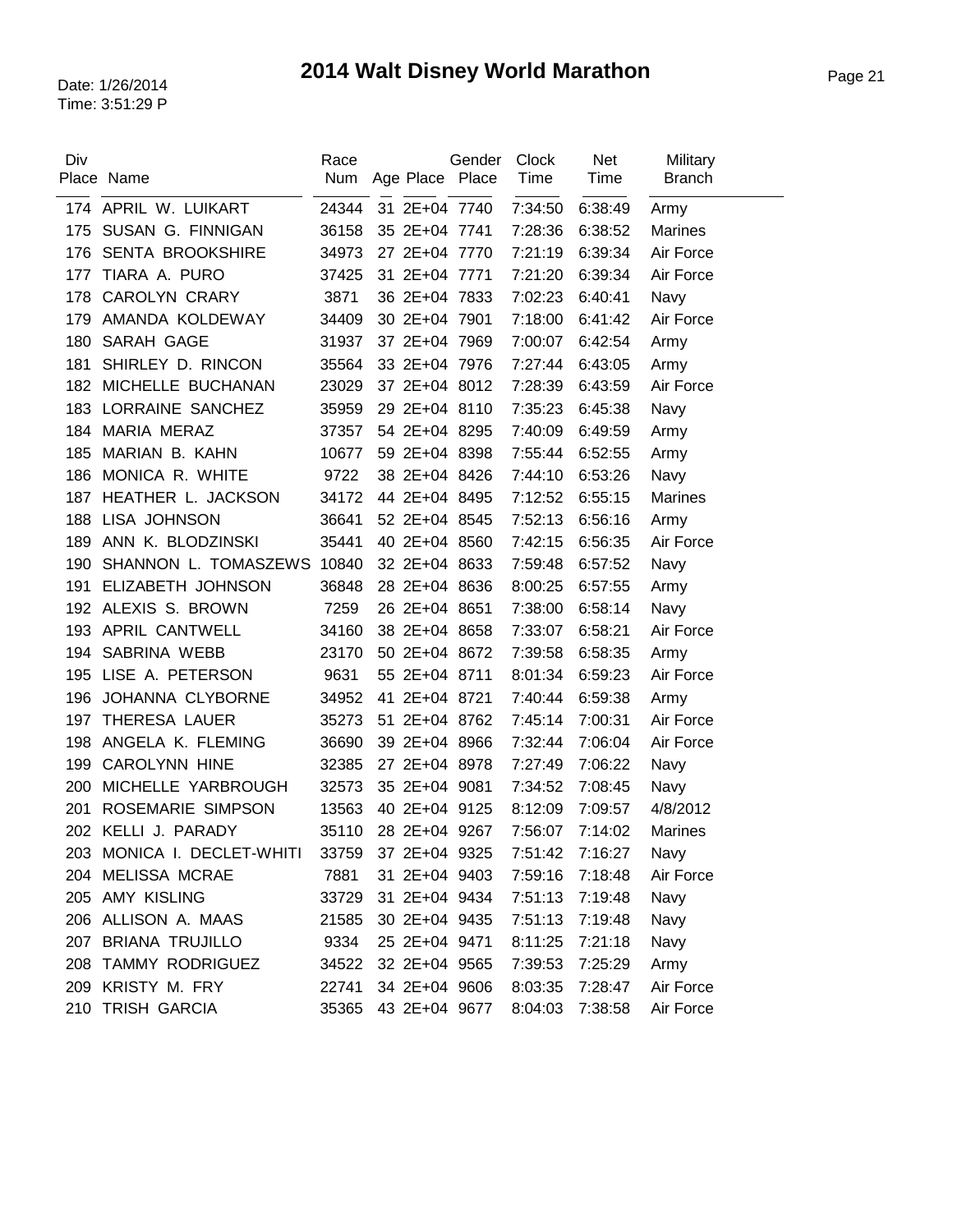# 2014 Walt Disney World Marathon

Date: 1/26/2014
Time: 3:51:29 P

| Div Place | Name | Race Num | Age | Place | Gender Place | Clock Time | Net Time | Military Branch |
|---|---|---|---|---|---|---|---|---|
| 174 | APRIL W. LUIKART | 24344 | 31 | 2E+04 | 7740 | 7:34:50 | 6:38:49 | Army |
| 175 | SUSAN G. FINNIGAN | 36158 | 35 | 2E+04 | 7741 | 7:28:36 | 6:38:52 | Marines |
| 176 | SENTA BROOKSHIRE | 34973 | 27 | 2E+04 | 7770 | 7:21:19 | 6:39:34 | Air Force |
| 177 | TIARA A. PURO | 37425 | 31 | 2E+04 | 7771 | 7:21:20 | 6:39:34 | Air Force |
| 178 | CAROLYN CRARY | 3871 | 36 | 2E+04 | 7833 | 7:02:23 | 6:40:41 | Navy |
| 179 | AMANDA KOLDEWAY | 34409 | 30 | 2E+04 | 7901 | 7:18:00 | 6:41:42 | Air Force |
| 180 | SARAH GAGE | 31937 | 37 | 2E+04 | 7969 | 7:00:07 | 6:42:54 | Army |
| 181 | SHIRLEY D. RINCON | 35564 | 33 | 2E+04 | 7976 | 7:27:44 | 6:43:05 | Army |
| 182 | MICHELLE BUCHANAN | 23029 | 37 | 2E+04 | 8012 | 7:28:39 | 6:43:59 | Air Force |
| 183 | LORRAINE SANCHEZ | 35959 | 29 | 2E+04 | 8110 | 7:35:23 | 6:45:38 | Navy |
| 184 | MARIA MERAZ | 37357 | 54 | 2E+04 | 8295 | 7:40:09 | 6:49:59 | Army |
| 185 | MARIAN B. KAHN | 10677 | 59 | 2E+04 | 8398 | 7:55:44 | 6:52:55 | Army |
| 186 | MONICA R. WHITE | 9722 | 38 | 2E+04 | 8426 | 7:44:10 | 6:53:26 | Navy |
| 187 | HEATHER L. JACKSON | 34172 | 44 | 2E+04 | 8495 | 7:12:52 | 6:55:15 | Marines |
| 188 | LISA JOHNSON | 36641 | 52 | 2E+04 | 8545 | 7:52:13 | 6:56:16 | Army |
| 189 | ANN K. BLODZINSKI | 35441 | 40 | 2E+04 | 8560 | 7:42:15 | 6:56:35 | Air Force |
| 190 | SHANNON L. TOMASZEWS | 10840 | 32 | 2E+04 | 8633 | 7:59:48 | 6:57:52 | Navy |
| 191 | ELIZABETH JOHNSON | 36848 | 28 | 2E+04 | 8636 | 8:00:25 | 6:57:55 | Army |
| 192 | ALEXIS S. BROWN | 7259 | 26 | 2E+04 | 8651 | 7:38:00 | 6:58:14 | Navy |
| 193 | APRIL CANTWELL | 34160 | 38 | 2E+04 | 8658 | 7:33:07 | 6:58:21 | Air Force |
| 194 | SABRINA WEBB | 23170 | 50 | 2E+04 | 8672 | 7:39:58 | 6:58:35 | Army |
| 195 | LISE A. PETERSON | 9631 | 55 | 2E+04 | 8711 | 8:01:34 | 6:59:23 | Air Force |
| 196 | JOHANNA CLYBORNE | 34952 | 41 | 2E+04 | 8721 | 7:40:44 | 6:59:38 | Army |
| 197 | THERESA LAUER | 35273 | 51 | 2E+04 | 8762 | 7:45:14 | 7:00:31 | Air Force |
| 198 | ANGELA K. FLEMING | 36690 | 39 | 2E+04 | 8966 | 7:32:44 | 7:06:04 | Air Force |
| 199 | CAROLYNN HINE | 32385 | 27 | 2E+04 | 8978 | 7:27:49 | 7:06:22 | Navy |
| 200 | MICHELLE YARBROUGH | 32573 | 35 | 2E+04 | 9081 | 7:34:52 | 7:08:45 | Navy |
| 201 | ROSEMARIE SIMPSON | 13563 | 40 | 2E+04 | 9125 | 8:12:09 | 7:09:57 | 4/8/2012 |
| 202 | KELLI J. PARADY | 35110 | 28 | 2E+04 | 9267 | 7:56:07 | 7:14:02 | Marines |
| 203 | MONICA I. DECLET-WHITI | 33759 | 37 | 2E+04 | 9325 | 7:51:42 | 7:16:27 | Navy |
| 204 | MELISSA MCRAE | 7881 | 31 | 2E+04 | 9403 | 7:59:16 | 7:18:48 | Air Force |
| 205 | AMY KISLING | 33729 | 31 | 2E+04 | 9434 | 7:51:13 | 7:19:48 | Navy |
| 206 | ALLISON A. MAAS | 21585 | 30 | 2E+04 | 9435 | 7:51:13 | 7:19:48 | Navy |
| 207 | BRIANA TRUJILLO | 9334 | 25 | 2E+04 | 9471 | 8:11:25 | 7:21:18 | Navy |
| 208 | TAMMY RODRIGUEZ | 34522 | 32 | 2E+04 | 9565 | 7:39:53 | 7:25:29 | Army |
| 209 | KRISTY M. FRY | 22741 | 34 | 2E+04 | 9606 | 8:03:35 | 7:28:47 | Air Force |
| 210 | TRISH GARCIA | 35365 | 43 | 2E+04 | 9677 | 8:04:03 | 7:38:58 | Air Force |